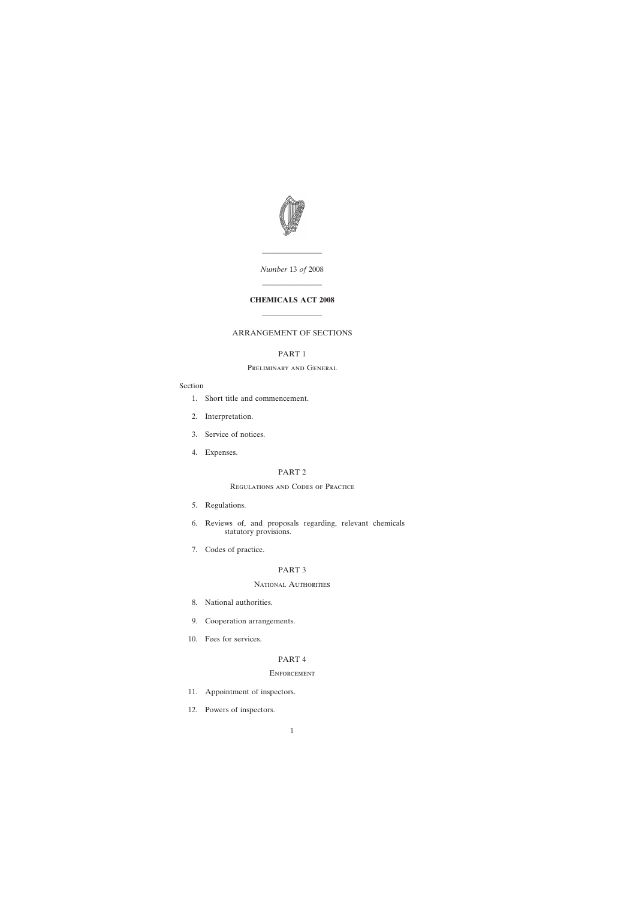*Number* 13 *of* 2008

---

**CHEMICALS ACT 2008**

---

ARRANGEMENT OF SECTIONS

PART 1

Preliminary and General

Section

1. Short title and commencement.
2. Interpretation.
3. Service of notices.
4. Expenses.

PART 2

Regulations and Codes of Practice

5. Regulations.
6. Reviews of, and proposals regarding, relevant chemicals statutory provisions.
7. Codes of practice.

PART 3

National Authorities

8. National authorities.
9. Cooperation arrangements.
10. Fees for services.

PART 4

Enforcement

11. Appointment of inspectors.
12. Powers of inspectors.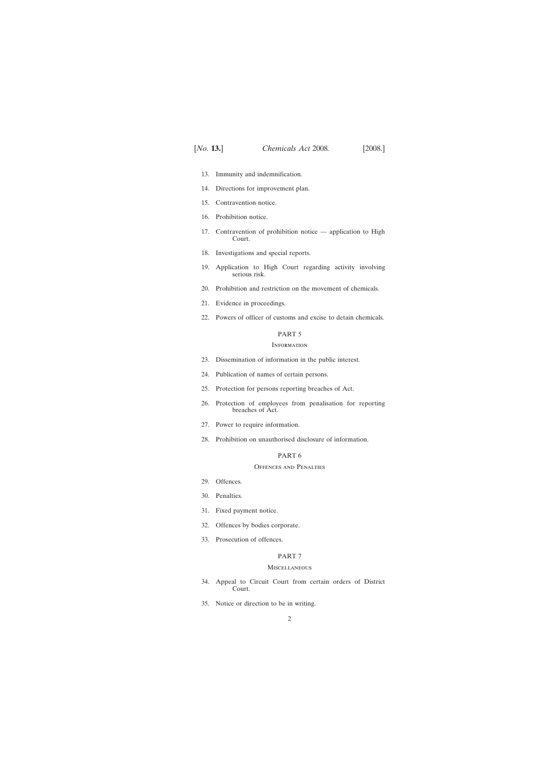13. Immunity and indemnification.

14. Directions for improvement plan.

15. Contravention notice.

16. Prohibition notice.

17. Contravention of prohibition notice — application to High Court.

18. Investigations and special reports.

19. Application to High Court regarding activity involving serious risk.

20. Prohibition and restriction on the movement of chemicals.

21. Evidence in proceedings.

22. Powers of officer of customs and excise to detain chemicals.

## PART 5

### Information

23. Dissemination of information in the public interest.

24. Publication of names of certain persons.

25. Protection for persons reporting breaches of Act.

26. Protection of employees from penalisation for reporting breaches of Act.

27. Power to require information.

28. Prohibition on unauthorised disclosure of information.

## PART 6

### Offences and Penalties

29. Offences.

30. Penalties.

31. Fixed payment notice.

32. Offences by bodies corporate.

33. Prosecution of offences.

## PART 7

### Miscellaneous

34. Appeal to Circuit Court from certain orders of District Court.

35. Notice or direction to be in writing.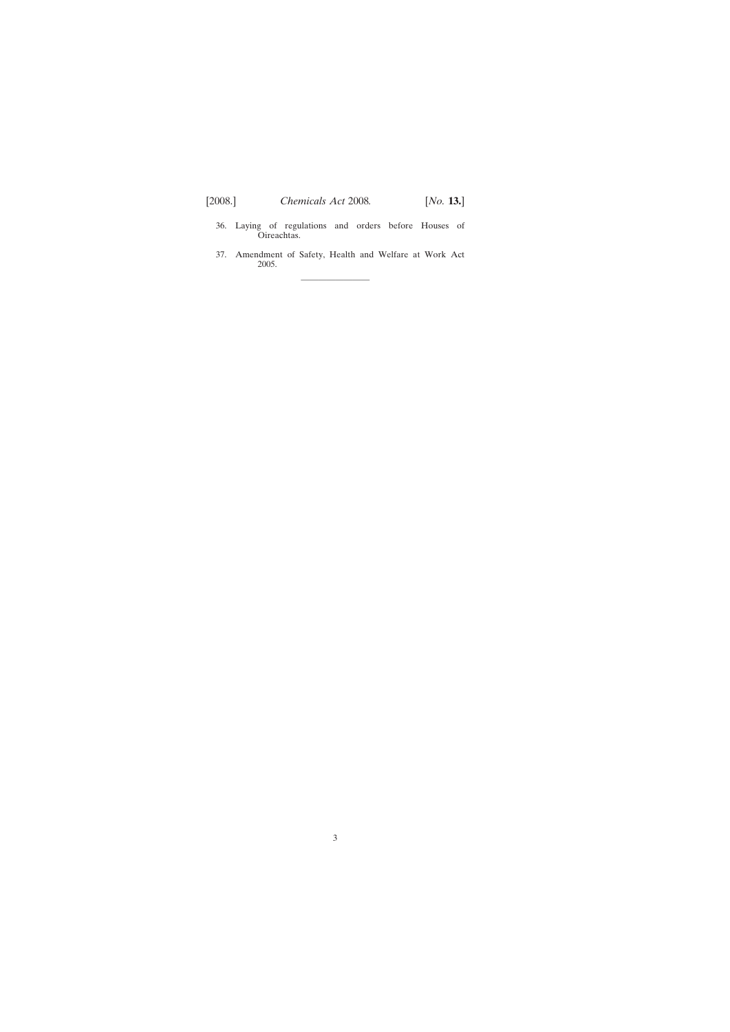36. Laying of regulations and orders before Houses of Oireachtas.

37. Amendment of Safety, Health and Welfare at Work Act 2005.

---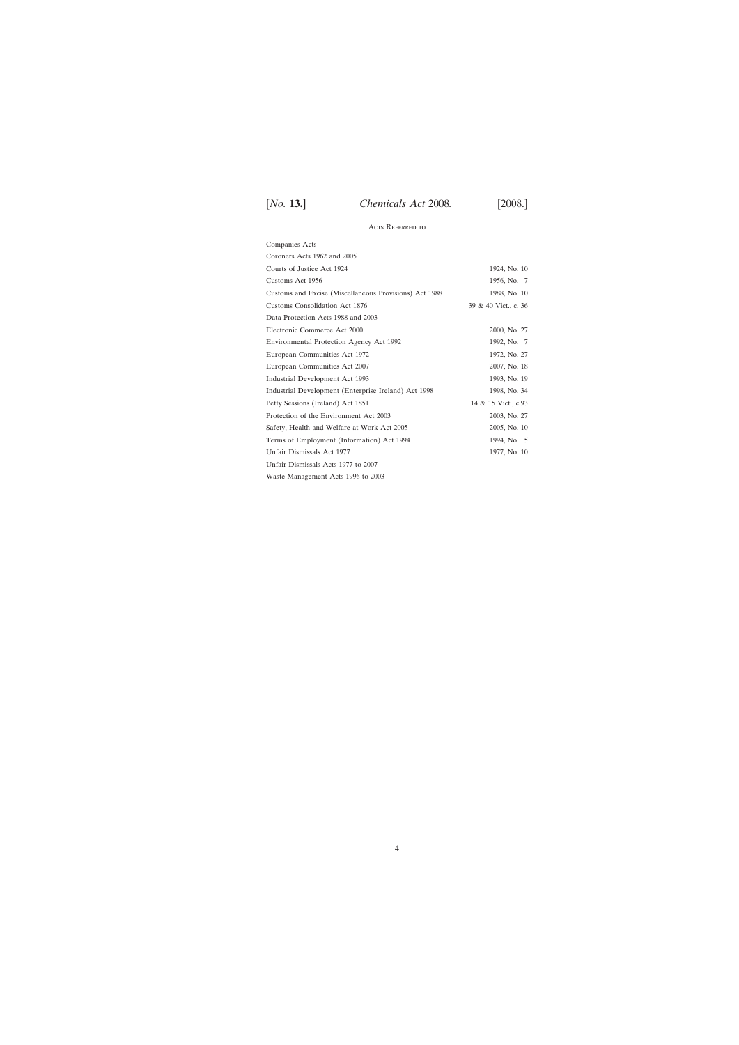## Acts Referred to

| | |
|---|---|
| Companies Acts | |
| Coroners Acts 1962 and 2005 | |
| Courts of Justice Act 1924 | 1924, No. 10 |
| Customs Act 1956 | 1956, No. 7 |
| Customs and Excise (Miscellaneous Provisions) Act 1988 | 1988, No. 10 |
| Customs Consolidation Act 1876 | 39 & 40 Vict., c. 36 |
| Data Protection Acts 1988 and 2003 | |
| Electronic Commerce Act 2000 | 2000, No. 27 |
| Environmental Protection Agency Act 1992 | 1992, No. 7 |
| European Communities Act 1972 | 1972, No. 27 |
| European Communities Act 2007 | 2007, No. 18 |
| Industrial Development Act 1993 | 1993, No. 19 |
| Industrial Development (Enterprise Ireland) Act 1998 | 1998, No. 34 |
| Petty Sessions (Ireland) Act 1851 | 14 & 15 Vict., c.93 |
| Protection of the Environment Act 2003 | 2003, No. 27 |
| Safety, Health and Welfare at Work Act 2005 | 2005, No. 10 |
| Terms of Employment (Information) Act 1994 | 1994, No. 5 |
| Unfair Dismissals Act 1977 | 1977, No. 10 |
| Unfair Dismissals Acts 1977 to 2007 | |
| Waste Management Acts 1996 to 2003 | |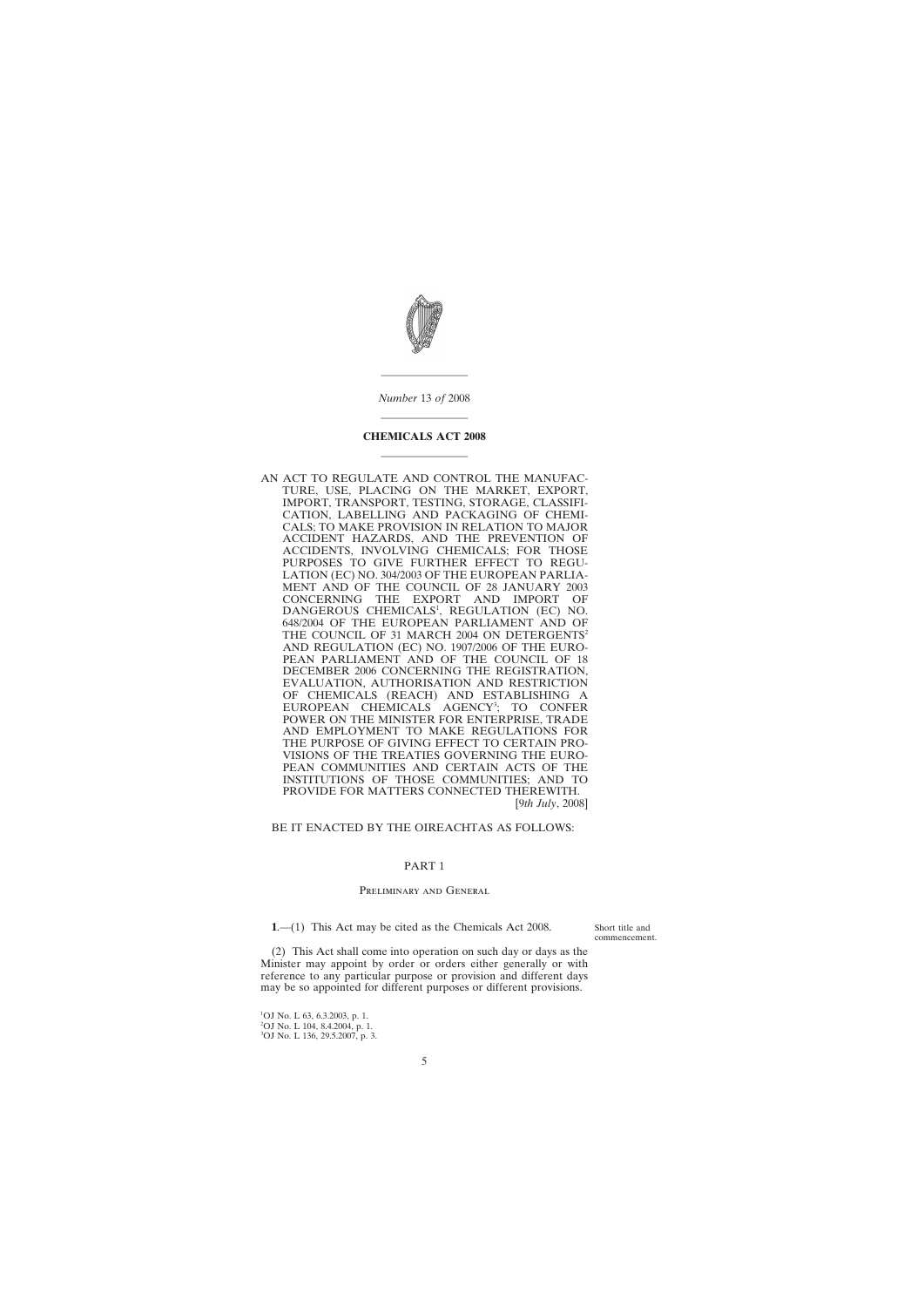*Number* 13 *of* 2008

# CHEMICALS ACT 2008

AN ACT TO REGULATE AND CONTROL THE MANUFACTURE, USE, PLACING ON THE MARKET, EXPORT, IMPORT, TRANSPORT, TESTING, STORAGE, CLASSIFICATION, LABELLING AND PACKAGING OF CHEMICALS; TO MAKE PROVISION IN RELATION TO MAJOR ACCIDENT HAZARDS, AND THE PREVENTION OF ACCIDENTS, INVOLVING CHEMICALS; FOR THOSE PURPOSES TO GIVE FURTHER EFFECT TO REGULATION (EC) NO. 304/2003 OF THE EUROPEAN PARLIAMENT AND OF THE COUNCIL OF 28 JANUARY 2003 CONCERNING THE EXPORT AND IMPORT OF DANGEROUS CHEMICALS[1], REGULATION (EC) NO. 648/2004 OF THE EUROPEAN PARLIAMENT AND OF THE COUNCIL OF 31 MARCH 2004 ON DETERGENTS[2] AND REGULATION (EC) NO. 1907/2006 OF THE EUROPEAN PARLIAMENT AND OF THE COUNCIL OF 18 DECEMBER 2006 CONCERNING THE REGISTRATION, EVALUATION, AUTHORISATION AND RESTRICTION OF CHEMICALS (REACH) AND ESTABLISHING A EUROPEAN CHEMICALS AGENCY[3]; TO CONFER POWER ON THE MINISTER FOR ENTERPRISE, TRADE AND EMPLOYMENT TO MAKE REGULATIONS FOR THE PURPOSE OF GIVING EFFECT TO CERTAIN PROVISIONS OF THE TREATIES GOVERNING THE EUROPEAN COMMUNITIES AND CERTAIN ACTS OF THE INSTITUTIONS OF THOSE COMMUNITIES; AND TO PROVIDE FOR MATTERS CONNECTED THEREWITH.
[*9th July*, 2008]

BE IT ENACTED BY THE OIREACHTAS AS FOLLOWS:

## PART 1

### Preliminary and General

Short title and commencement.

**1**.—(1) This Act may be cited as the Chemicals Act 2008.

(2) This Act shall come into operation on such day or days as the Minister may appoint by order or orders either generally or with reference to any particular purpose or provision and different days may be so appointed for different purposes or different provisions.

[1] OJ No. L 63, 6.3.2003, p. 1.
[2] OJ No. L 104, 8.4.2004, p. 1.
[3] OJ No. L 136, 29.5.2007, p. 3.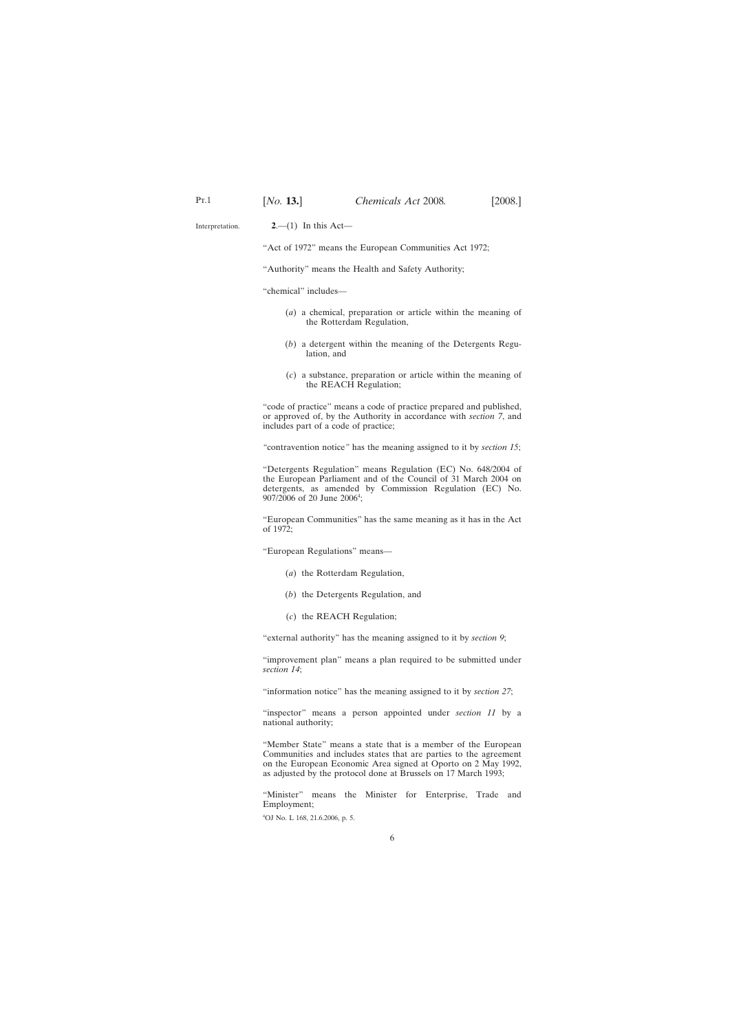Interpretation.

**2**.—(1) In this Act—

"Act of 1972" means the European Communities Act 1972;

"Authority" means the Health and Safety Authority;

"chemical" includes—

(*a*) a chemical, preparation or article within the meaning of the Rotterdam Regulation,

(*b*) a detergent within the meaning of the Detergents Regulation, and

(*c*) a substance, preparation or article within the meaning of the REACH Regulation;

"code of practice" means a code of practice prepared and published, or approved of, by the Authority in accordance with *section 7*, and includes part of a code of practice;

"contravention notice" has the meaning assigned to it by *section 15*;

"Detergents Regulation" means Regulation (EC) No. 648/2004 of the European Parliament and of the Council of 31 March 2004 on detergents, as amended by Commission Regulation (EC) No. 907/2006 of 20 June 2006[4];

"European Communities" has the same meaning as it has in the Act of 1972;

"European Regulations" means—

(*a*) the Rotterdam Regulation,

(*b*) the Detergents Regulation, and

(*c*) the REACH Regulation;

"external authority" has the meaning assigned to it by *section 9*;

"improvement plan" means a plan required to be submitted under *section 14*;

"information notice" has the meaning assigned to it by *section 27*;

"inspector" means a person appointed under *section 11* by a national authority;

"Member State" means a state that is a member of the European Communities and includes states that are parties to the agreement on the European Economic Area signed at Oporto on 2 May 1992, as adjusted by the protocol done at Brussels on 17 March 1993;

"Minister" means the Minister for Enterprise, Trade and Employment;

[4]OJ No. L 168, 21.6.2006, p. 5.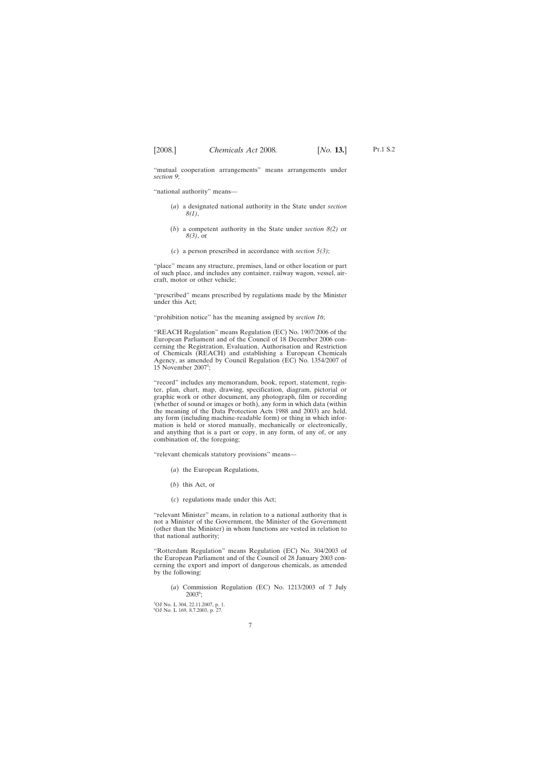"mutual cooperation arrangements" means arrangements under *section 9*;

"national authority" means—

(*a*) a designated national authority in the State under *section 8(1)*,

(*b*) a competent authority in the State under *section 8(2)* or *8(3)*, or

(*c*) a person prescribed in accordance with *section 5(3)*;

"place" means any structure, premises, land or other location or part of such place, and includes any container, railway wagon, vessel, aircraft, motor or other vehicle;

"prescribed" means prescribed by regulations made by the Minister under this Act;

"prohibition notice" has the meaning assigned by *section 16*;

"REACH Regulation" means Regulation (EC) No. 1907/2006 of the European Parliament and of the Council of 18 December 2006 concerning the Registration, Evaluation, Authorisation and Restriction of Chemicals (REACH) and establishing a European Chemicals Agency, as amended by Council Regulation (EC) No. 1354/2007 of 15 November 2007[5];

"record" includes any memorandum, book, report, statement, register, plan, chart, map, drawing, specification, diagram, pictorial or graphic work or other document, any photograph, film or recording (whether of sound or images or both), any form in which data (within the meaning of the Data Protection Acts 1988 and 2003) are held, any form (including machine-readable form) or thing in which information is held or stored manually, mechanically or electronically, and anything that is a part or copy, in any form, of any of, or any combination of, the foregoing;

"relevant chemicals statutory provisions" means—

(*a*) the European Regulations,

(*b*) this Act, or

(*c*) regulations made under this Act;

"relevant Minister" means, in relation to a national authority that is not a Minister of the Government, the Minister of the Government (other than the Minister) in whom functions are vested in relation to that national authority;

"Rotterdam Regulation" means Regulation (EC) No. 304/2003 of the European Parliament and of the Council of 28 January 2003 concerning the export and import of dangerous chemicals, as amended by the following:

(*a*) Commission Regulation (EC) No. 1213/2003 of 7 July 2003[6];

[5]OJ No. L 304, 22.11.2007, p. 1.
[6]OJ No. L 169, 8.7.2003, p. 27.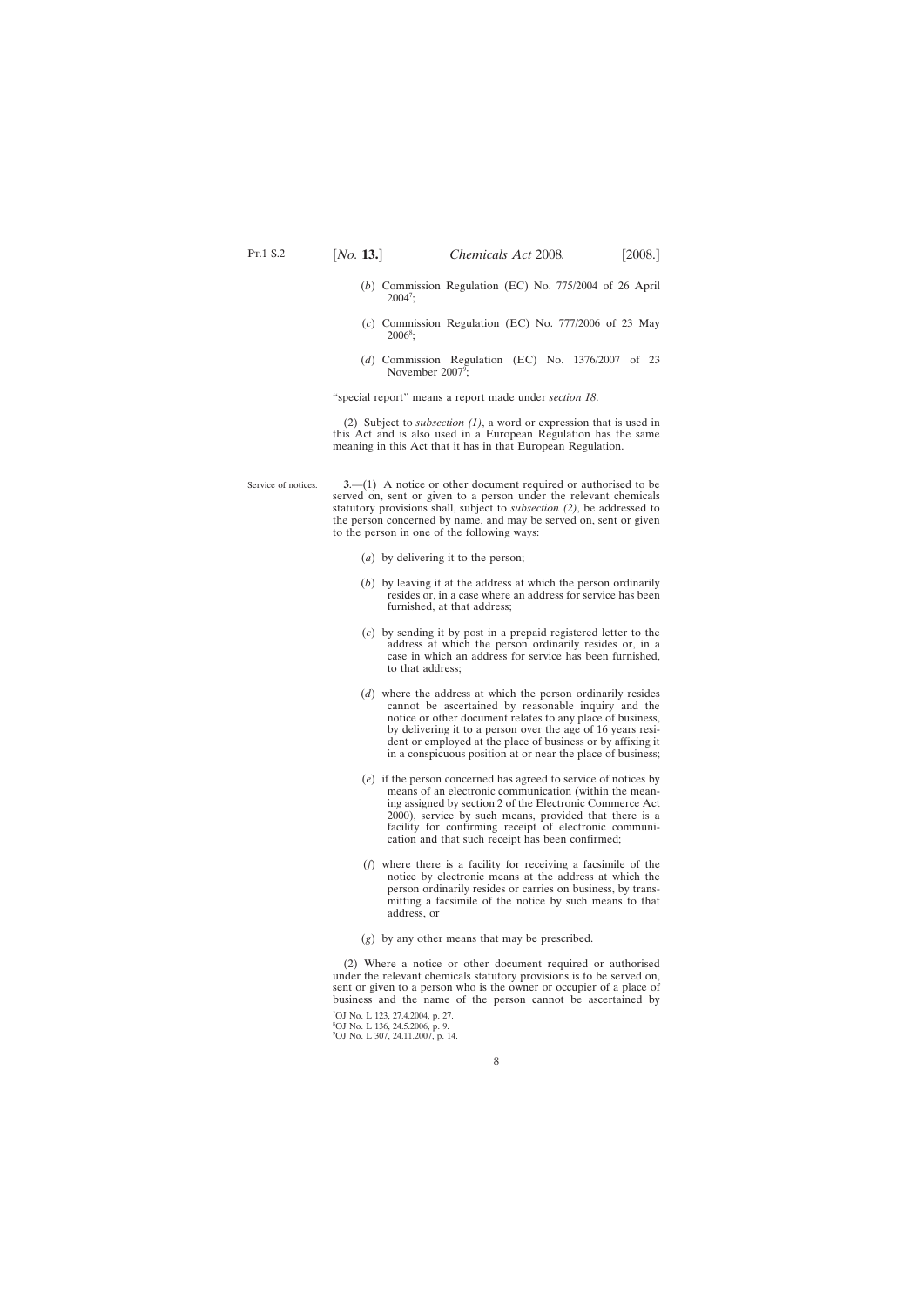(*b*) Commission Regulation (EC) No. 775/2004 of 26 April 2004[7];

(*c*) Commission Regulation (EC) No. 777/2006 of 23 May 2006[8];

(*d*) Commission Regulation (EC) No. 1376/2007 of 23 November 2007[9];

"special report" means a report made under *section 18*.

(2) Subject to *subsection (1)*, a word or expression that is used in this Act and is also used in a European Regulation has the same meaning in this Act that it has in that European Regulation.

Service of notices.

**3**.—(1) A notice or other document required or authorised to be served on, sent or given to a person under the relevant chemicals statutory provisions shall, subject to *subsection (2)*, be addressed to the person concerned by name, and may be served on, sent or given to the person in one of the following ways:

(*a*) by delivering it to the person;

(*b*) by leaving it at the address at which the person ordinarily resides or, in a case where an address for service has been furnished, at that address;

(*c*) by sending it by post in a prepaid registered letter to the address at which the person ordinarily resides or, in a case in which an address for service has been furnished, to that address;

(*d*) where the address at which the person ordinarily resides cannot be ascertained by reasonable inquiry and the notice or other document relates to any place of business, by delivering it to a person over the age of 16 years resident or employed at the place of business or by affixing it in a conspicuous position at or near the place of business;

(*e*) if the person concerned has agreed to service of notices by means of an electronic communication (within the meaning assigned by section 2 of the Electronic Commerce Act 2000), service by such means, provided that there is a facility for confirming receipt of electronic communication and that such receipt has been confirmed;

(*f*) where there is a facility for receiving a facsimile of the notice by electronic means at the address at which the person ordinarily resides or carries on business, by transmitting a facsimile of the notice by such means to that address, or

(*g*) by any other means that may be prescribed.

(2) Where a notice or other document required or authorised under the relevant chemicals statutory provisions is to be served on, sent or given to a person who is the owner or occupier of a place of business and the name of the person cannot be ascertained by

[7]OJ No. L 123, 27.4.2004, p. 27.
[8]OJ No. L 136, 24.5.2006, p. 9.
[9]OJ No. L 307, 24.11.2007, p. 14.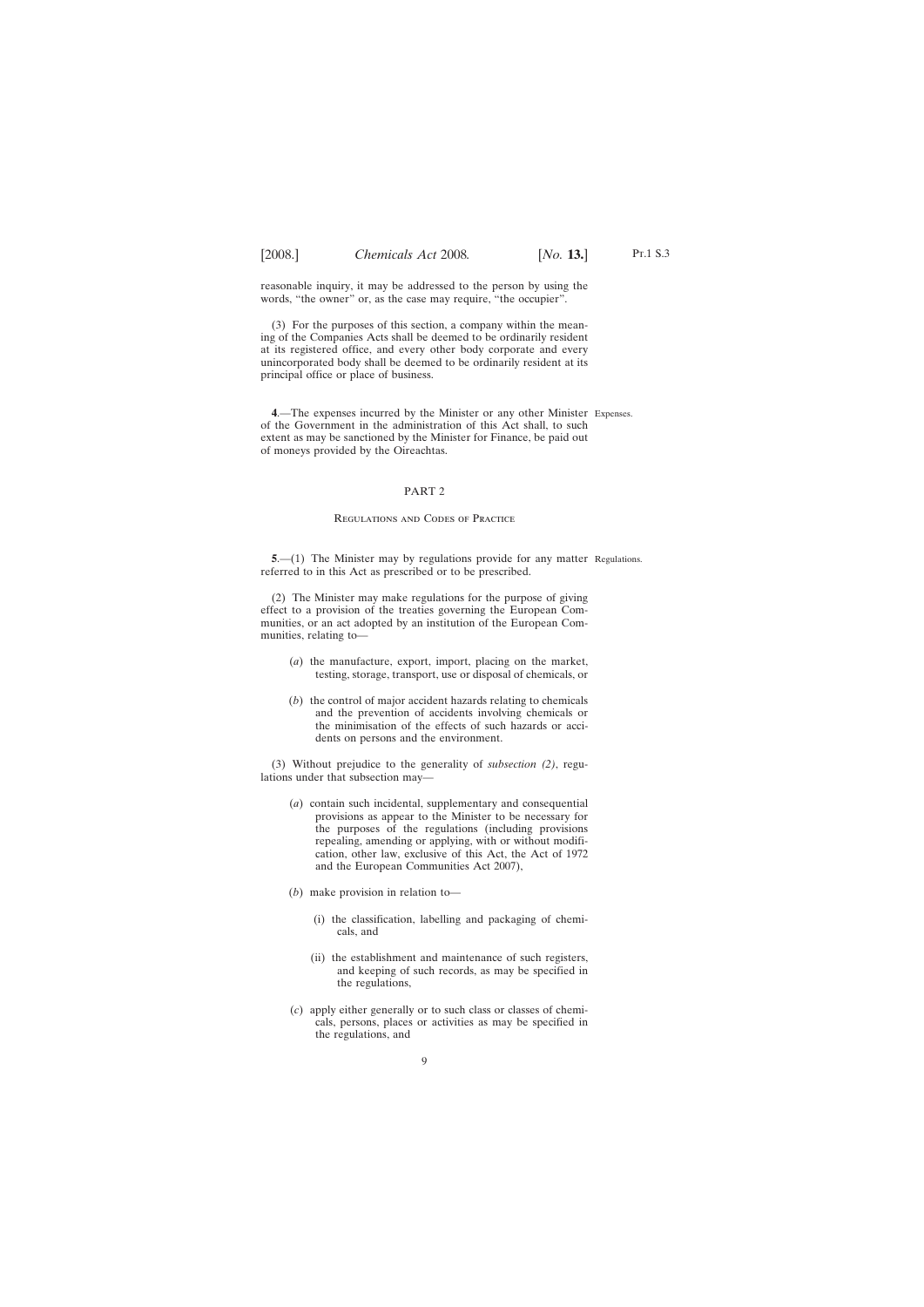reasonable inquiry, it may be addressed to the person by using the words, "the owner" or, as the case may require, "the occupier".

(3) For the purposes of this section, a company within the meaning of the Companies Acts shall be deemed to be ordinarily resident at its registered office, and every other body corporate and every unincorporated body shall be deemed to be ordinarily resident at its principal office or place of business.

Expenses.

**4**.—The expenses incurred by the Minister or any other Minister of the Government in the administration of this Act shall, to such extent as may be sanctioned by the Minister for Finance, be paid out of moneys provided by the Oireachtas.

## PART 2

### Regulations and Codes of Practice

Regulations.

**5**.—(1) The Minister may by regulations provide for any matter referred to in this Act as prescribed or to be prescribed.

(2) The Minister may make regulations for the purpose of giving effect to a provision of the treaties governing the European Communities, or an act adopted by an institution of the European Communities, relating to—

- (*a*) the manufacture, export, import, placing on the market, testing, storage, transport, use or disposal of chemicals, or
- (*b*) the control of major accident hazards relating to chemicals and the prevention of accidents involving chemicals or the minimisation of the effects of such hazards or accidents on persons and the environment.

(3) Without prejudice to the generality of *subsection (2)*, regulations under that subsection may—

- (*a*) contain such incidental, supplementary and consequential provisions as appear to the Minister to be necessary for the purposes of the regulations (including provisions repealing, amending or applying, with or without modification, other law, exclusive of this Act, the Act of 1972 and the European Communities Act 2007),
- (*b*) make provision in relation to—
  - (i) the classification, labelling and packaging of chemicals, and
  - (ii) the establishment and maintenance of such registers, and keeping of such records, as may be specified in the regulations,
- (*c*) apply either generally or to such class or classes of chemicals, persons, places or activities as may be specified in the regulations, and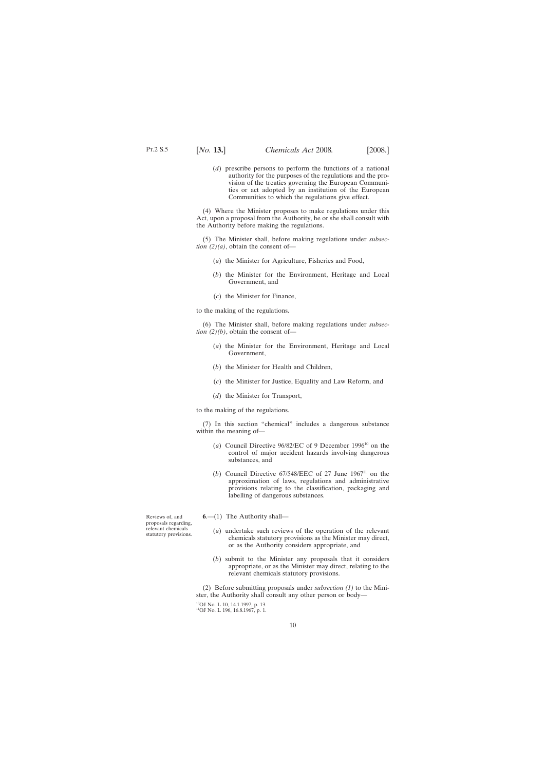(*d*) prescribe persons to perform the functions of a national authority for the purposes of the regulations and the provision of the treaties governing the European Communities or act adopted by an institution of the European Communities to which the regulations give effect.

(4) Where the Minister proposes to make regulations under this Act, upon a proposal from the Authority, he or she shall consult with the Authority before making the regulations.

(5) The Minister shall, before making regulations under *subsection (2)(a)*, obtain the consent of—

(*a*) the Minister for Agriculture, Fisheries and Food,

(*b*) the Minister for the Environment, Heritage and Local Government, and

(*c*) the Minister for Finance,

to the making of the regulations.

(6) The Minister shall, before making regulations under *subsection (2)(b)*, obtain the consent of—

(*a*) the Minister for the Environment, Heritage and Local Government,

(*b*) the Minister for Health and Children,

(*c*) the Minister for Justice, Equality and Law Reform, and

(*d*) the Minister for Transport,

to the making of the regulations.

(7) In this section "chemical" includes a dangerous substance within the meaning of—

(*a*) Council Directive 96/82/EC of 9 December 1996[10] on the control of major accident hazards involving dangerous substances, and

(*b*) Council Directive 67/548/EEC of 27 June 1967[11] on the approximation of laws, regulations and administrative provisions relating to the classification, packaging and labelling of dangerous substances.

Reviews of, and proposals regarding, relevant chemicals statutory provisions.

**6**.—(1) The Authority shall—

(*a*) undertake such reviews of the operation of the relevant chemicals statutory provisions as the Minister may direct, or as the Authority considers appropriate, and

(*b*) submit to the Minister any proposals that it considers appropriate, or as the Minister may direct, relating to the relevant chemicals statutory provisions.

(2) Before submitting proposals under *subsection (1)* to the Minister, the Authority shall consult any other person or body—

[10]OJ No. L 10, 14.1.1997, p. 13.
[11]OJ No. L 196, 16.8.1967, p. 1.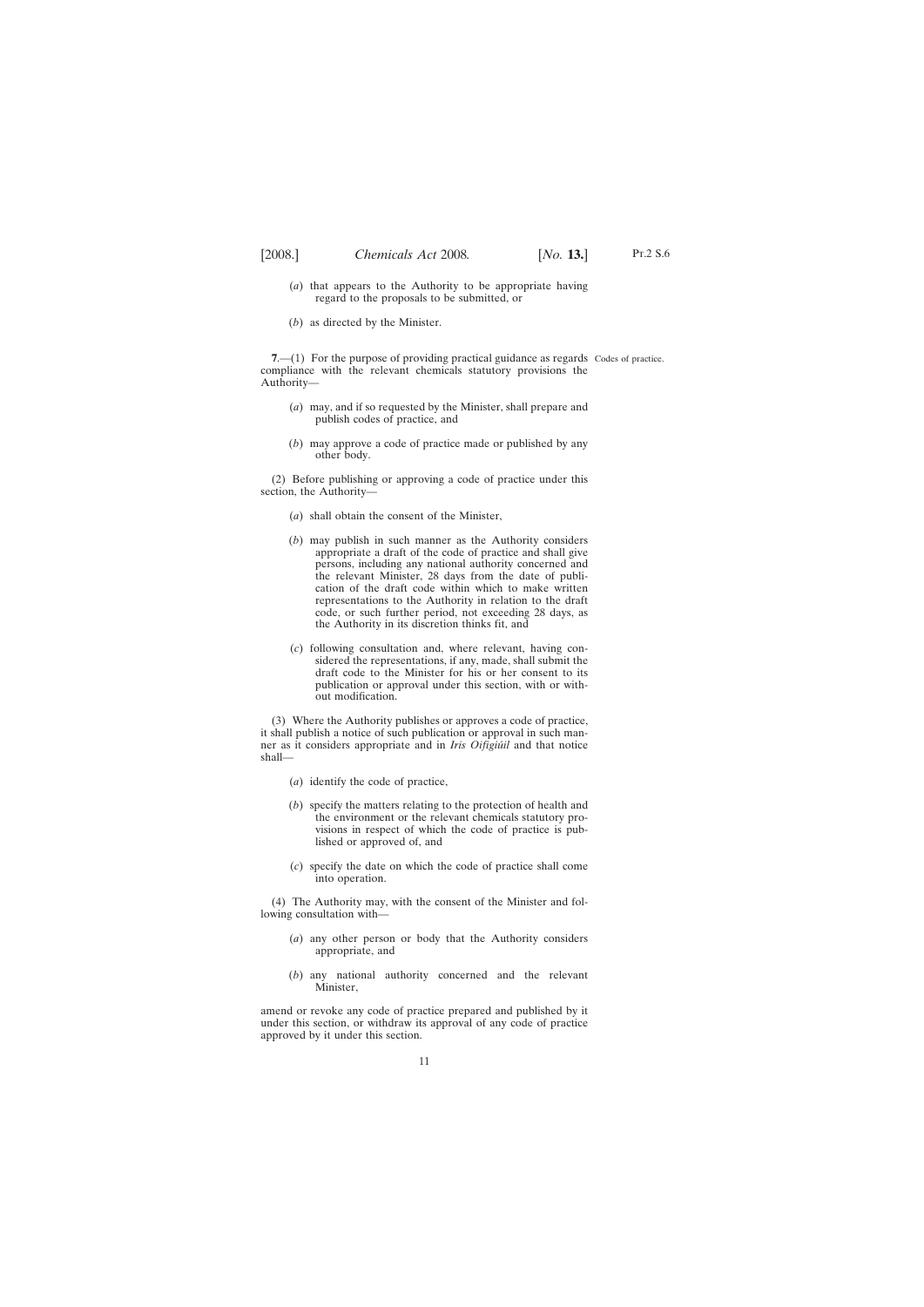(*a*) that appears to the Authority to be appropriate having regard to the proposals to be submitted, or

(*b*) as directed by the Minister.

Codes of practice.

**7**.—(1) For the purpose of providing practical guidance as regards compliance with the relevant chemicals statutory provisions the Authority—

(*a*) may, and if so requested by the Minister, shall prepare and publish codes of practice, and

(*b*) may approve a code of practice made or published by any other body.

(2) Before publishing or approving a code of practice under this section, the Authority—

(*a*) shall obtain the consent of the Minister,

(*b*) may publish in such manner as the Authority considers appropriate a draft of the code of practice and shall give persons, including any national authority concerned and the relevant Minister, 28 days from the date of publication of the draft code within which to make written representations to the Authority in relation to the draft code, or such further period, not exceeding 28 days, as the Authority in its discretion thinks fit, and

(*c*) following consultation and, where relevant, having considered the representations, if any, made, shall submit the draft code to the Minister for his or her consent to its publication or approval under this section, with or without modification.

(3) Where the Authority publishes or approves a code of practice, it shall publish a notice of such publication or approval in such manner as it considers appropriate and in *Iris Oifigiúil* and that notice shall—

(*a*) identify the code of practice,

(*b*) specify the matters relating to the protection of health and the environment or the relevant chemicals statutory provisions in respect of which the code of practice is published or approved of, and

(*c*) specify the date on which the code of practice shall come into operation.

(4) The Authority may, with the consent of the Minister and following consultation with—

(*a*) any other person or body that the Authority considers appropriate, and

(*b*) any national authority concerned and the relevant Minister,

amend or revoke any code of practice prepared and published by it under this section, or withdraw its approval of any code of practice approved by it under this section.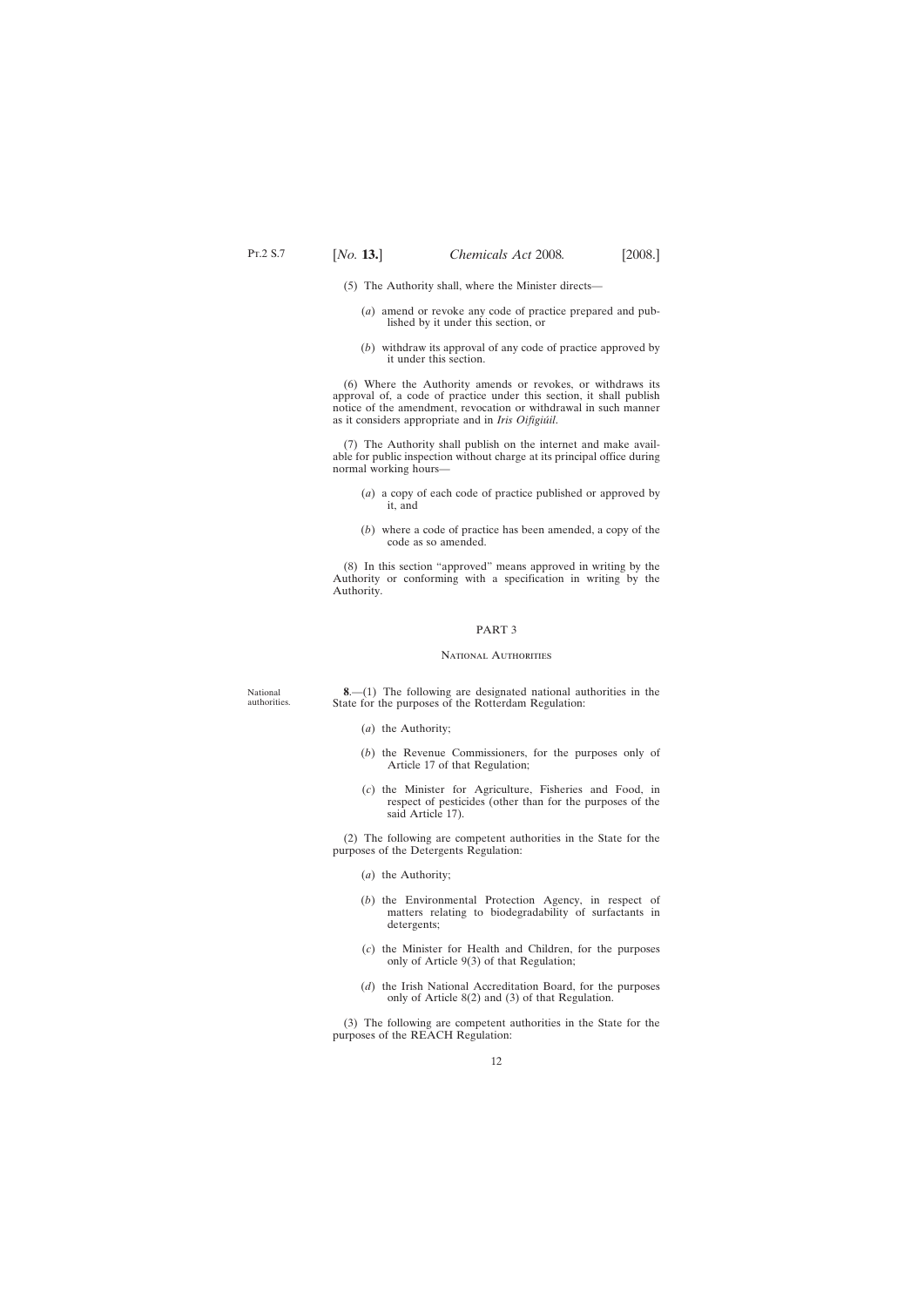(5) The Authority shall, where the Minister directs—

(*a*) amend or revoke any code of practice prepared and published by it under this section, or

(*b*) withdraw its approval of any code of practice approved by it under this section.

(6) Where the Authority amends or revokes, or withdraws its approval of, a code of practice under this section, it shall publish notice of the amendment, revocation or withdrawal in such manner as it considers appropriate and in *Iris Oifigiúil*.

(7) The Authority shall publish on the internet and make available for public inspection without charge at its principal office during normal working hours—

(*a*) a copy of each code of practice published or approved by it, and

(*b*) where a code of practice has been amended, a copy of the code as so amended.

(8) In this section "approved" means approved in writing by the Authority or conforming with a specification in writing by the Authority.

## PART 3

### National Authorities

National authorities.

**8**.—(1) The following are designated national authorities in the State for the purposes of the Rotterdam Regulation:

(*a*) the Authority;

(*b*) the Revenue Commissioners, for the purposes only of Article 17 of that Regulation;

(*c*) the Minister for Agriculture, Fisheries and Food, in respect of pesticides (other than for the purposes of the said Article 17).

(2) The following are competent authorities in the State for the purposes of the Detergents Regulation:

(*a*) the Authority;

(*b*) the Environmental Protection Agency, in respect of matters relating to biodegradability of surfactants in detergents;

(*c*) the Minister for Health and Children, for the purposes only of Article 9(3) of that Regulation;

(*d*) the Irish National Accreditation Board, for the purposes only of Article 8(2) and (3) of that Regulation.

(3) The following are competent authorities in the State for the purposes of the REACH Regulation: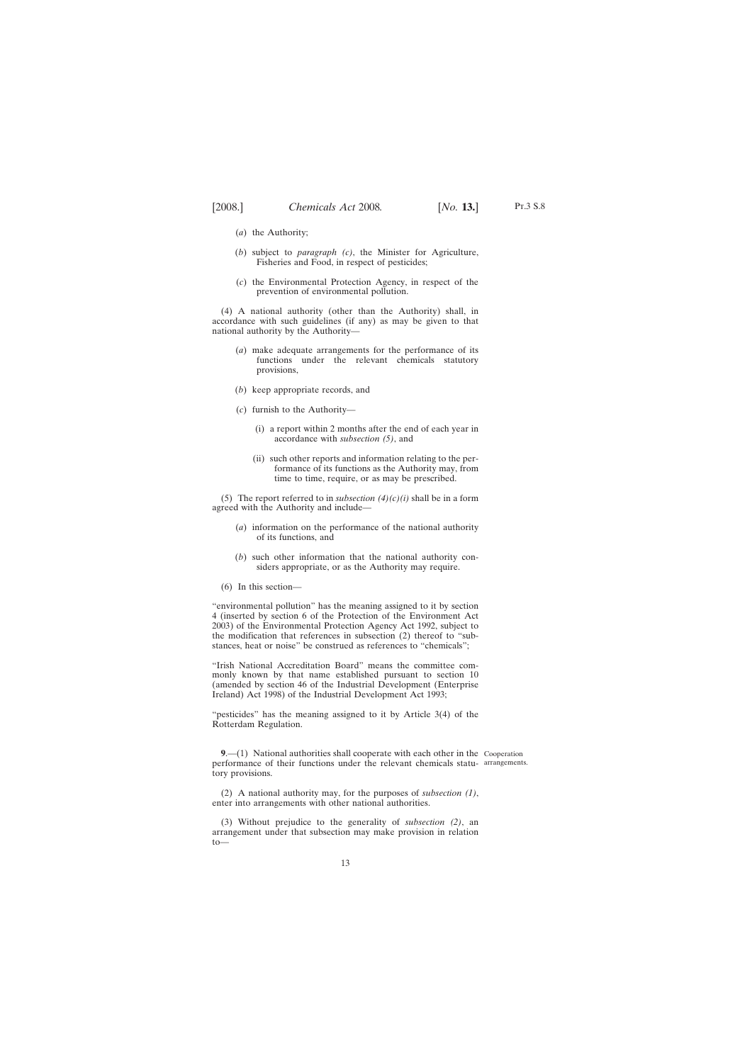(*a*) the Authority;

(*b*) subject to *paragraph (c)*, the Minister for Agriculture, Fisheries and Food, in respect of pesticides;

(*c*) the Environmental Protection Agency, in respect of the prevention of environmental pollution.

(4) A national authority (other than the Authority) shall, in accordance with such guidelines (if any) as may be given to that national authority by the Authority—

(*a*) make adequate arrangements for the performance of its functions under the relevant chemicals statutory provisions,

(*b*) keep appropriate records, and

(*c*) furnish to the Authority—

(i) a report within 2 months after the end of each year in accordance with *subsection (5)*, and

(ii) such other reports and information relating to the performance of its functions as the Authority may, from time to time, require, or as may be prescribed.

(5) The report referred to in *subsection (4)(c)(i)* shall be in a form agreed with the Authority and include—

(*a*) information on the performance of the national authority of its functions, and

(*b*) such other information that the national authority considers appropriate, or as the Authority may require.

(6) In this section—

"environmental pollution" has the meaning assigned to it by section 4 (inserted by section 6 of the Protection of the Environment Act 2003) of the Environmental Protection Agency Act 1992, subject to the modification that references in subsection (2) thereof to "substances, heat or noise" be construed as references to "chemicals";

"Irish National Accreditation Board" means the committee commonly known by that name established pursuant to section 10 (amended by section 46 of the Industrial Development (Enterprise Ireland) Act 1998) of the Industrial Development Act 1993;

"pesticides" has the meaning assigned to it by Article 3(4) of the Rotterdam Regulation.

Cooperation arrangements.

**9**.—(1) National authorities shall cooperate with each other in the performance of their functions under the relevant chemicals statutory provisions.

(2) A national authority may, for the purposes of *subsection (1)*, enter into arrangements with other national authorities.

(3) Without prejudice to the generality of *subsection (2)*, an arrangement under that subsection may make provision in relation to—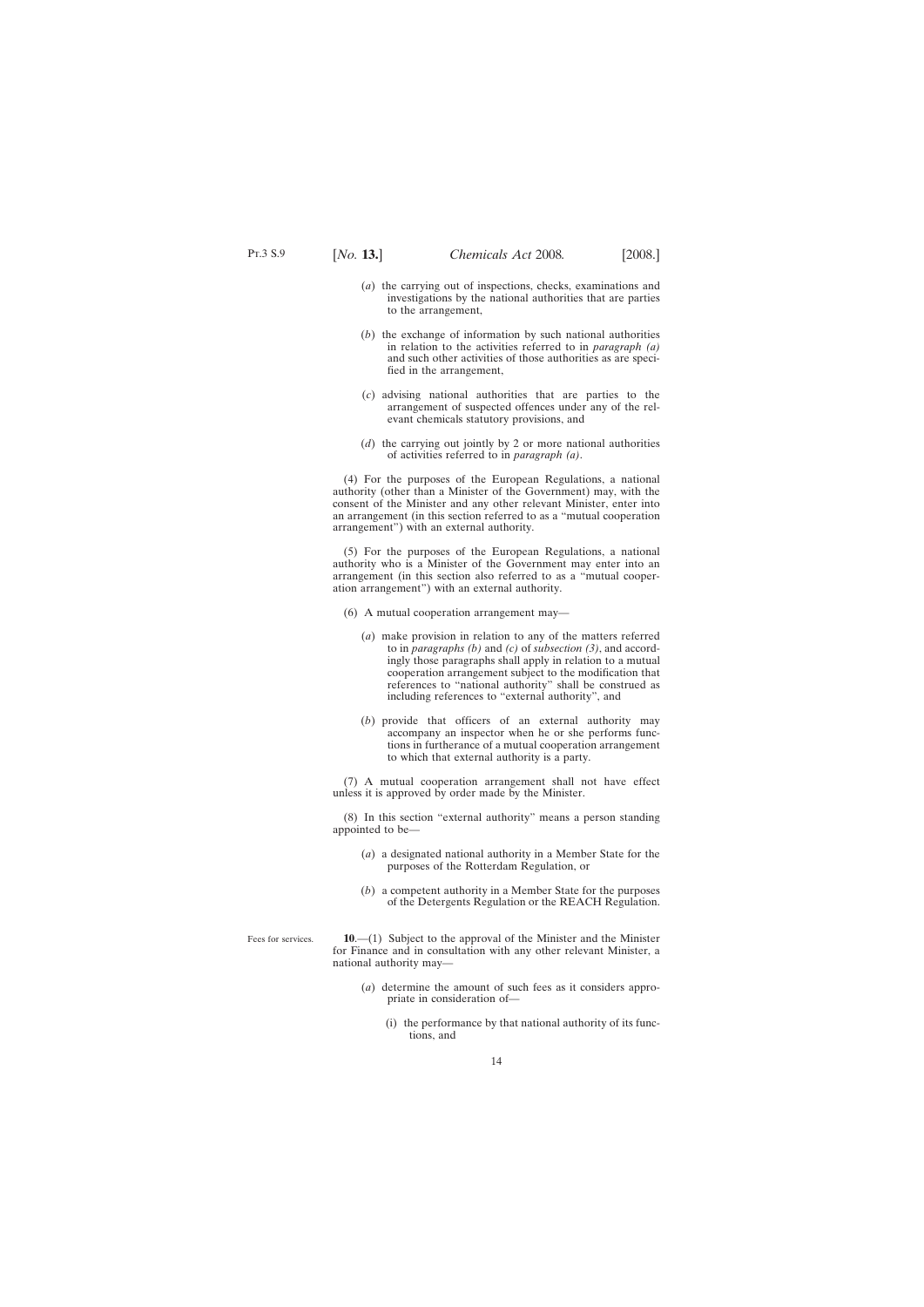(*a*) the carrying out of inspections, checks, examinations and investigations by the national authorities that are parties to the arrangement,

(*b*) the exchange of information by such national authorities in relation to the activities referred to in *paragraph (a)* and such other activities of those authorities as are specified in the arrangement,

(*c*) advising national authorities that are parties to the arrangement of suspected offences under any of the relevant chemicals statutory provisions, and

(*d*) the carrying out jointly by 2 or more national authorities of activities referred to in *paragraph (a)*.

(4) For the purposes of the European Regulations, a national authority (other than a Minister of the Government) may, with the consent of the Minister and any other relevant Minister, enter into an arrangement (in this section referred to as a "mutual cooperation arrangement") with an external authority.

(5) For the purposes of the European Regulations, a national authority who is a Minister of the Government may enter into an arrangement (in this section also referred to as a "mutual cooperation arrangement") with an external authority.

(6) A mutual cooperation arrangement may—

(*a*) make provision in relation to any of the matters referred to in *paragraphs (b)* and *(c)* of *subsection (3)*, and accordingly those paragraphs shall apply in relation to a mutual cooperation arrangement subject to the modification that references to "national authority" shall be construed as including references to "external authority", and

(*b*) provide that officers of an external authority may accompany an inspector when he or she performs functions in furtherance of a mutual cooperation arrangement to which that external authority is a party.

(7) A mutual cooperation arrangement shall not have effect unless it is approved by order made by the Minister.

(8) In this section "external authority" means a person standing appointed to be—

(*a*) a designated national authority in a Member State for the purposes of the Rotterdam Regulation, or

(*b*) a competent authority in a Member State for the purposes of the Detergents Regulation or the REACH Regulation.

Fees for services.

**10**.—(1) Subject to the approval of the Minister and the Minister for Finance and in consultation with any other relevant Minister, a national authority may—

(*a*) determine the amount of such fees as it considers appropriate in consideration of—

(i) the performance by that national authority of its functions, and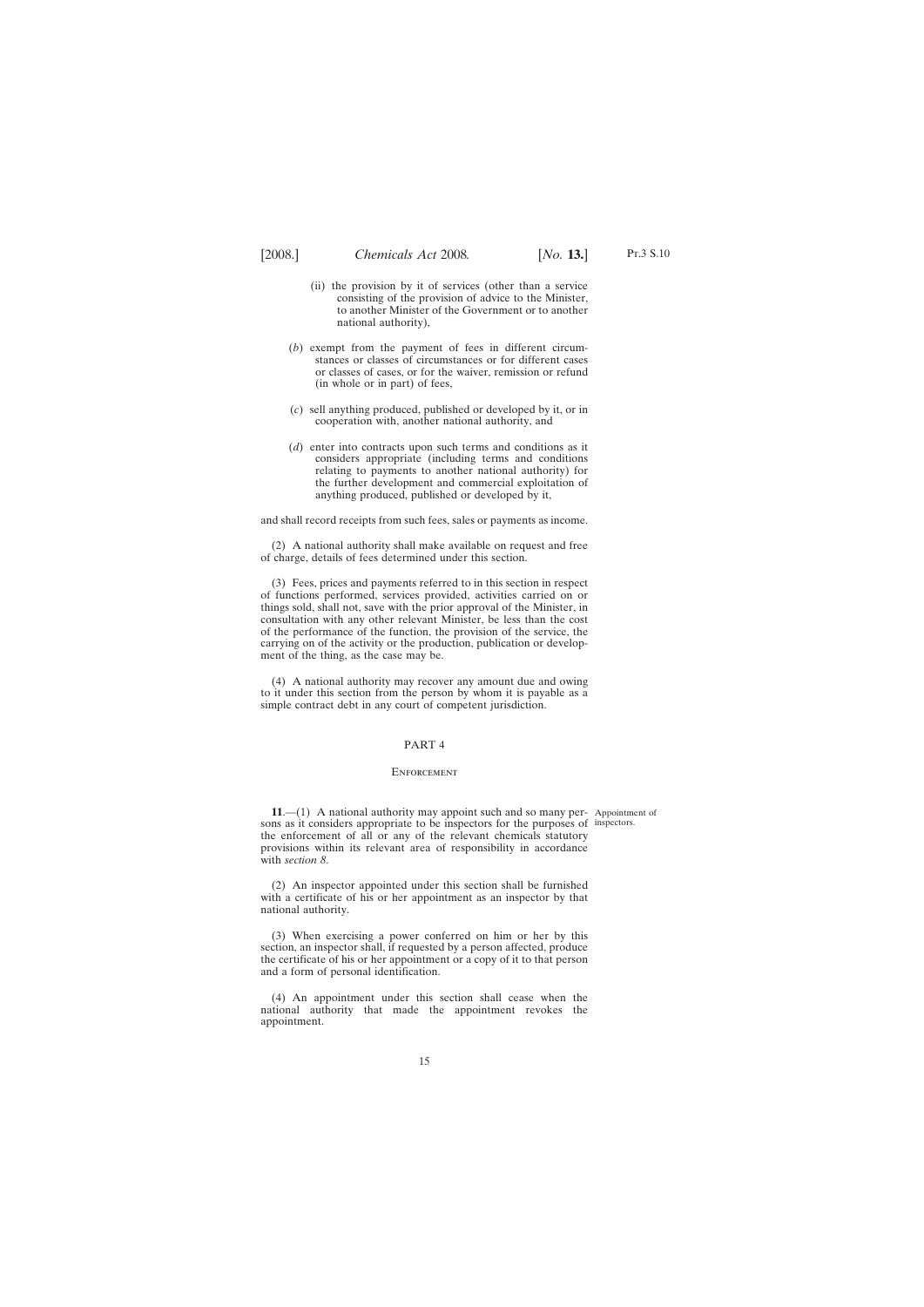(ii) the provision by it of services (other than a service consisting of the provision of advice to the Minister, to another Minister of the Government or to another national authority),

(*b*) exempt from the payment of fees in different circumstances or classes of circumstances or for different cases or classes of cases, or for the waiver, remission or refund (in whole or in part) of fees,

(*c*) sell anything produced, published or developed by it, or in cooperation with, another national authority, and

(*d*) enter into contracts upon such terms and conditions as it considers appropriate (including terms and conditions relating to payments to another national authority) for the further development and commercial exploitation of anything produced, published or developed by it,

and shall record receipts from such fees, sales or payments as income.

(2) A national authority shall make available on request and free of charge, details of fees determined under this section.

(3) Fees, prices and payments referred to in this section in respect of functions performed, services provided, activities carried on or things sold, shall not, save with the prior approval of the Minister, in consultation with any other relevant Minister, be less than the cost of the performance of the function, the provision of the service, the carrying on of the activity or the production, publication or development of the thing, as the case may be.

(4) A national authority may recover any amount due and owing to it under this section from the person by whom it is payable as a simple contract debt in any court of competent jurisdiction.

## PART 4

### Enforcement

Appointment of inspectors.

**11**.—(1) A national authority may appoint such and so many persons as it considers appropriate to be inspectors for the purposes of the enforcement of all or any of the relevant chemicals statutory provisions within its relevant area of responsibility in accordance with *section 8*.

(2) An inspector appointed under this section shall be furnished with a certificate of his or her appointment as an inspector by that national authority.

(3) When exercising a power conferred on him or her by this section, an inspector shall, if requested by a person affected, produce the certificate of his or her appointment or a copy of it to that person and a form of personal identification.

(4) An appointment under this section shall cease when the national authority that made the appointment revokes the appointment.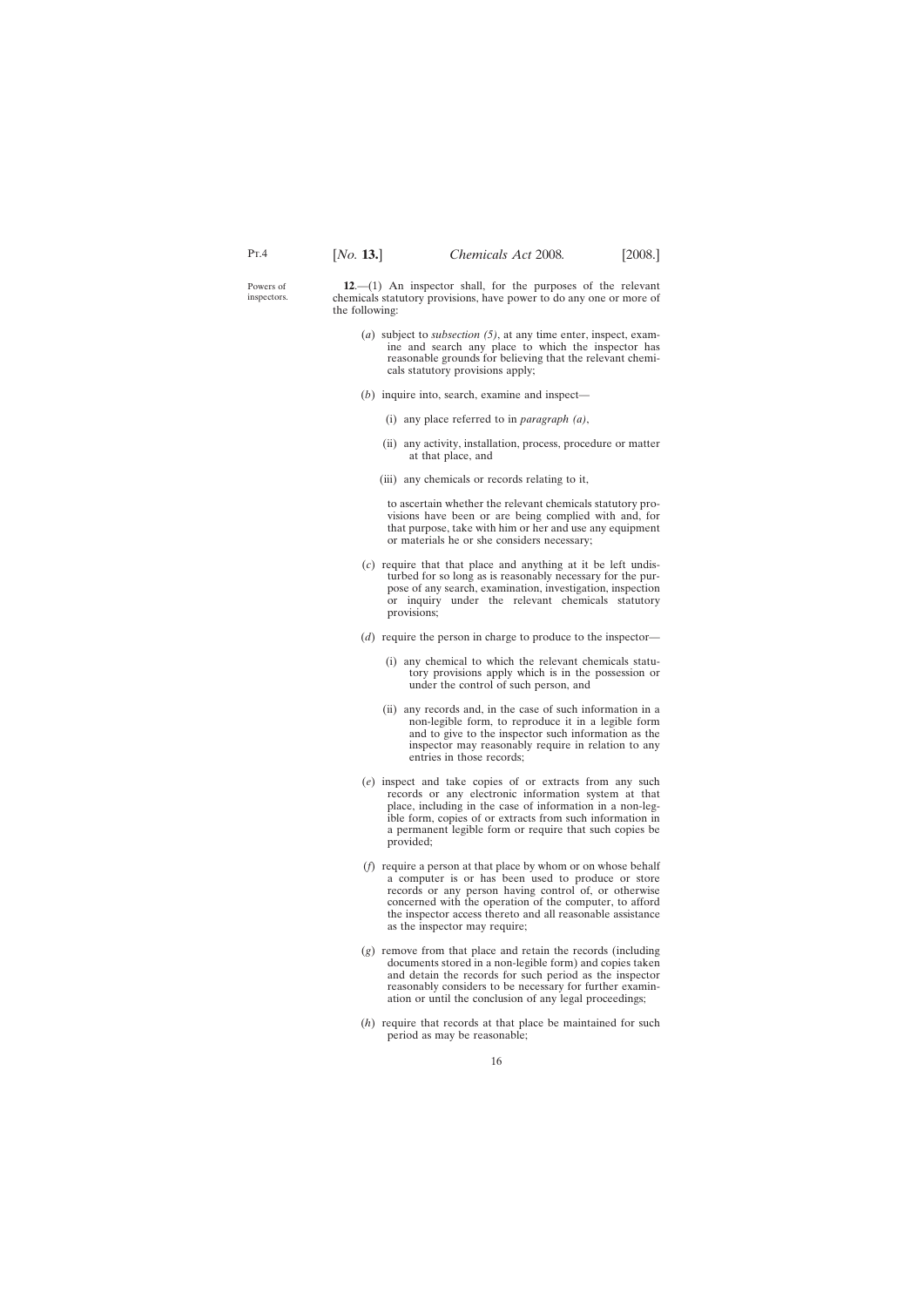Powers of inspectors.

**12**.—(1) An inspector shall, for the purposes of the relevant chemicals statutory provisions, have power to do any one or more of the following:

(*a*) subject to *subsection (5)*, at any time enter, inspect, examine and search any place to which the inspector has reasonable grounds for believing that the relevant chemicals statutory provisions apply;

(*b*) inquire into, search, examine and inspect—

(i) any place referred to in *paragraph (a)*,

(ii) any activity, installation, process, procedure or matter at that place, and

(iii) any chemicals or records relating to it,

to ascertain whether the relevant chemicals statutory provisions have been or are being complied with and, for that purpose, take with him or her and use any equipment or materials he or she considers necessary;

(*c*) require that that place and anything at it be left undisturbed for so long as is reasonably necessary for the purpose of any search, examination, investigation, inspection or inquiry under the relevant chemicals statutory provisions;

(*d*) require the person in charge to produce to the inspector—

(i) any chemical to which the relevant chemicals statutory provisions apply which is in the possession or under the control of such person, and

(ii) any records and, in the case of such information in a non-legible form, to reproduce it in a legible form and to give to the inspector such information as the inspector may reasonably require in relation to any entries in those records;

(*e*) inspect and take copies of or extracts from any such records or any electronic information system at that place, including in the case of information in a non-legible form, copies of or extracts from such information in a permanent legible form or require that such copies be provided;

(*f*) require a person at that place by whom or on whose behalf a computer is or has been used to produce or store records or any person having control of, or otherwise concerned with the operation of the computer, to afford the inspector access thereto and all reasonable assistance as the inspector may require;

(*g*) remove from that place and retain the records (including documents stored in a non-legible form) and copies taken and detain the records for such period as the inspector reasonably considers to be necessary for further examination or until the conclusion of any legal proceedings;

(*h*) require that records at that place be maintained for such period as may be reasonable;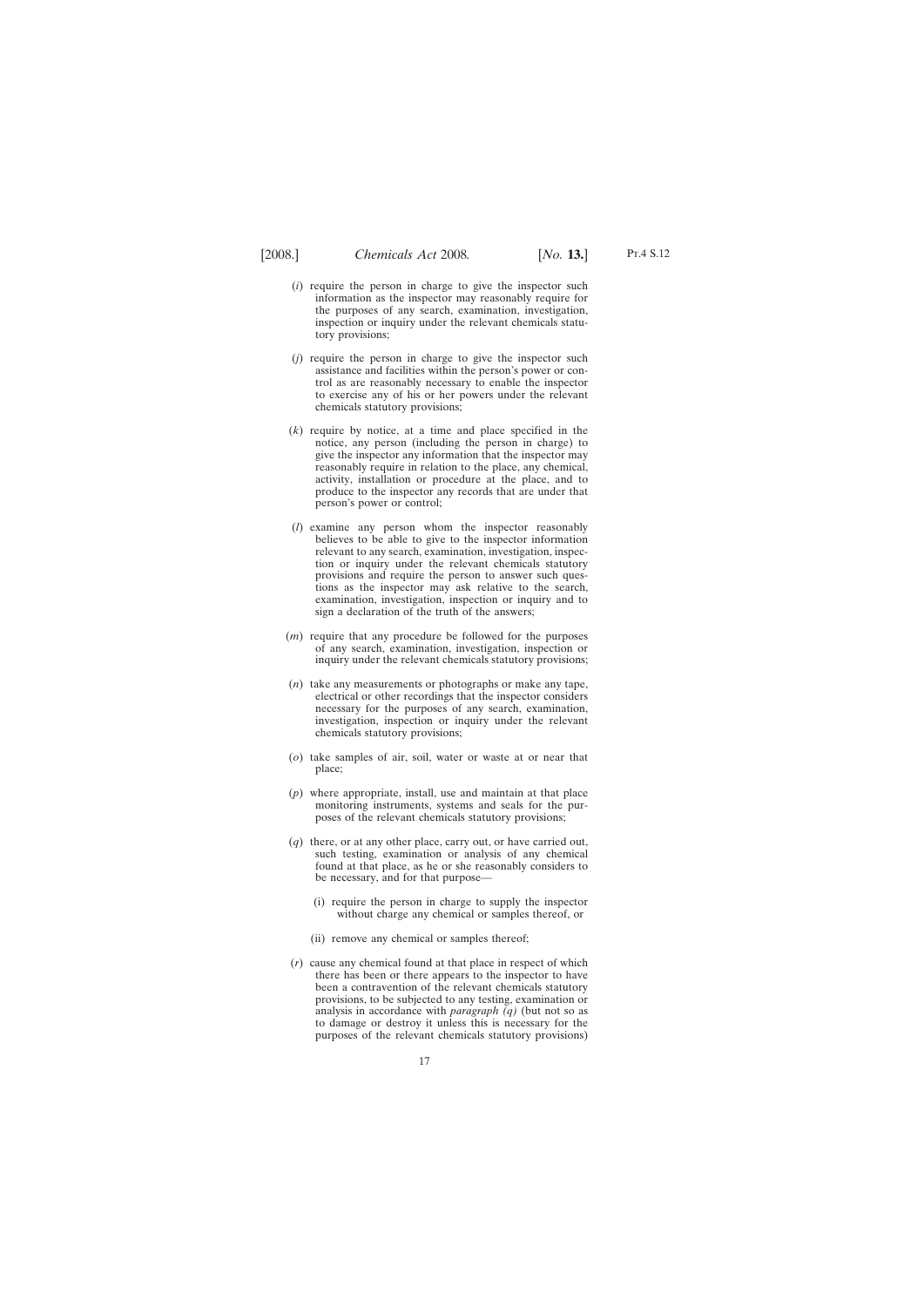(*i*) require the person in charge to give the inspector such information as the inspector may reasonably require for the purposes of any search, examination, investigation, inspection or inquiry under the relevant chemicals statutory provisions;

(*j*) require the person in charge to give the inspector such assistance and facilities within the person's power or control as are reasonably necessary to enable the inspector to exercise any of his or her powers under the relevant chemicals statutory provisions;

(*k*) require by notice, at a time and place specified in the notice, any person (including the person in charge) to give the inspector any information that the inspector may reasonably require in relation to the place, any chemical, activity, installation or procedure at the place, and to produce to the inspector any records that are under that person's power or control;

(*l*) examine any person whom the inspector reasonably believes to be able to give to the inspector information relevant to any search, examination, investigation, inspection or inquiry under the relevant chemicals statutory provisions and require the person to answer such questions as the inspector may ask relative to the search, examination, investigation, inspection or inquiry and to sign a declaration of the truth of the answers;

(*m*) require that any procedure be followed for the purposes of any search, examination, investigation, inspection or inquiry under the relevant chemicals statutory provisions;

(*n*) take any measurements or photographs or make any tape, electrical or other recordings that the inspector considers necessary for the purposes of any search, examination, investigation, inspection or inquiry under the relevant chemicals statutory provisions;

(*o*) take samples of air, soil, water or waste at or near that place;

(*p*) where appropriate, install, use and maintain at that place monitoring instruments, systems and seals for the purposes of the relevant chemicals statutory provisions;

(*q*) there, or at any other place, carry out, or have carried out, such testing, examination or analysis of any chemical found at that place, as he or she reasonably considers to be necessary, and for that purpose—

(i) require the person in charge to supply the inspector without charge any chemical or samples thereof, or

(ii) remove any chemical or samples thereof;

(*r*) cause any chemical found at that place in respect of which there has been or there appears to the inspector to have been a contravention of the relevant chemicals statutory provisions, to be subjected to any testing, examination or analysis in accordance with *paragraph (q)* (but not so as to damage or destroy it unless this is necessary for the purposes of the relevant chemicals statutory provisions)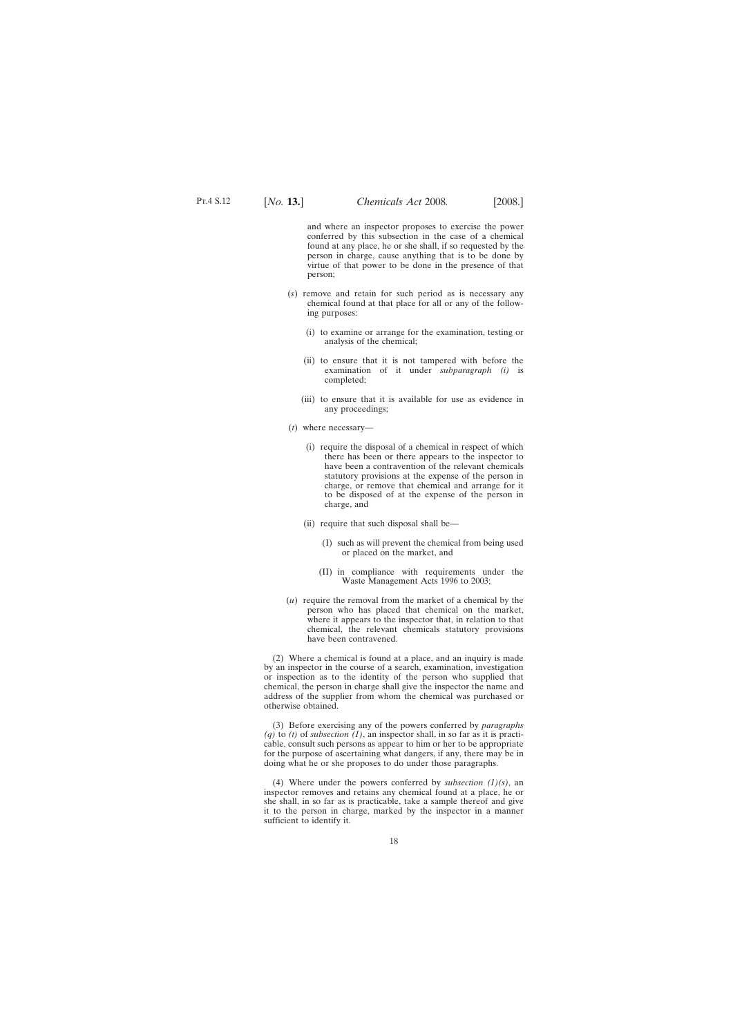and where an inspector proposes to exercise the power conferred by this subsection in the case of a chemical found at any place, he or she shall, if so requested by the person in charge, cause anything that is to be done by virtue of that power to be done in the presence of that person;

(*s*) remove and retain for such period as is necessary any chemical found at that place for all or any of the following purposes:

(i) to examine or arrange for the examination, testing or analysis of the chemical;

(ii) to ensure that it is not tampered with before the examination of it under *subparagraph (i)* is completed;

(iii) to ensure that it is available for use as evidence in any proceedings;

(*t*) where necessary—

(i) require the disposal of a chemical in respect of which there has been or there appears to the inspector to have been a contravention of the relevant chemicals statutory provisions at the expense of the person in charge, or remove that chemical and arrange for it to be disposed of at the expense of the person in charge, and

(ii) require that such disposal shall be—

(I) such as will prevent the chemical from being used or placed on the market, and

(II) in compliance with requirements under the Waste Management Acts 1996 to 2003;

(*u*) require the removal from the market of a chemical by the person who has placed that chemical on the market, where it appears to the inspector that, in relation to that chemical, the relevant chemicals statutory provisions have been contravened.

(2) Where a chemical is found at a place, and an inquiry is made by an inspector in the course of a search, examination, investigation or inspection as to the identity of the person who supplied that chemical, the person in charge shall give the inspector the name and address of the supplier from whom the chemical was purchased or otherwise obtained.

(3) Before exercising any of the powers conferred by *paragraphs (q)* to *(t)* of *subsection (1)*, an inspector shall, in so far as it is practicable, consult such persons as appear to him or her to be appropriate for the purpose of ascertaining what dangers, if any, there may be in doing what he or she proposes to do under those paragraphs.

(4) Where under the powers conferred by *subsection (1)(s)*, an inspector removes and retains any chemical found at a place, he or she shall, in so far as is practicable, take a sample thereof and give it to the person in charge, marked by the inspector in a manner sufficient to identify it.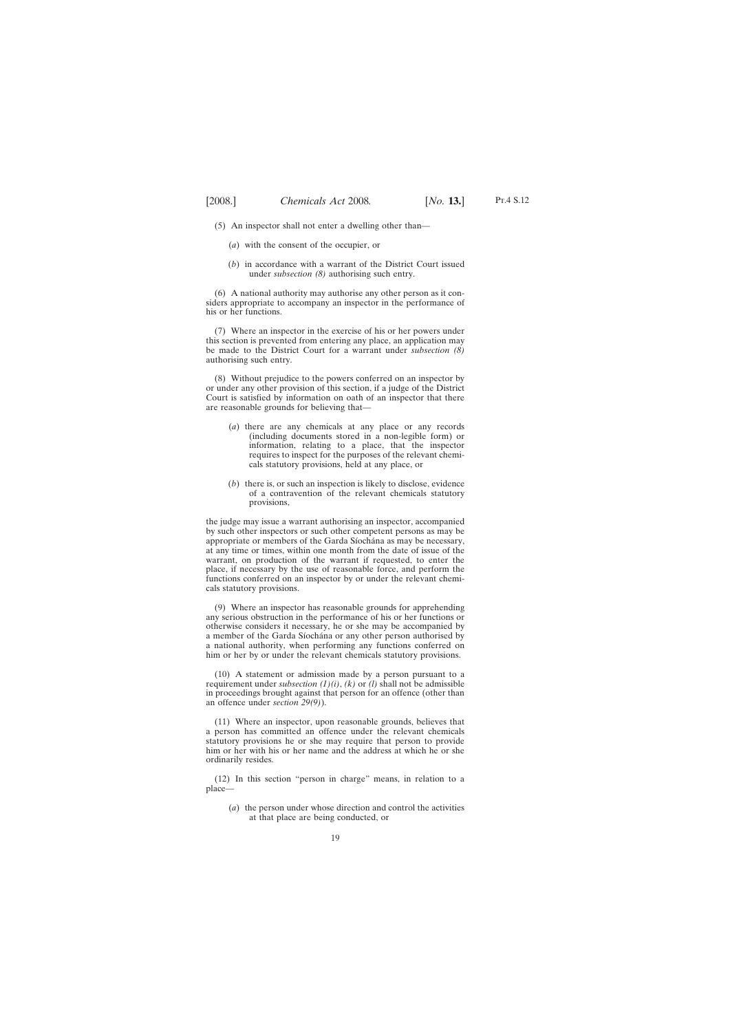(5) An inspector shall not enter a dwelling other than—

(*a*) with the consent of the occupier, or

(*b*) in accordance with a warrant of the District Court issued under *subsection (8)* authorising such entry.

(6) A national authority may authorise any other person as it considers appropriate to accompany an inspector in the performance of his or her functions.

(7) Where an inspector in the exercise of his or her powers under this section is prevented from entering any place, an application may be made to the District Court for a warrant under *subsection (8)* authorising such entry.

(8) Without prejudice to the powers conferred on an inspector by or under any other provision of this section, if a judge of the District Court is satisfied by information on oath of an inspector that there are reasonable grounds for believing that—

(*a*) there are any chemicals at any place or any records (including documents stored in a non-legible form) or information, relating to a place, that the inspector requires to inspect for the purposes of the relevant chemicals statutory provisions, held at any place, or

(*b*) there is, or such an inspection is likely to disclose, evidence of a contravention of the relevant chemicals statutory provisions,

the judge may issue a warrant authorising an inspector, accompanied by such other inspectors or such other competent persons as may be appropriate or members of the Garda Síochána as may be necessary, at any time or times, within one month from the date of issue of the warrant, on production of the warrant if requested, to enter the place, if necessary by the use of reasonable force, and perform the functions conferred on an inspector by or under the relevant chemicals statutory provisions.

(9) Where an inspector has reasonable grounds for apprehending any serious obstruction in the performance of his or her functions or otherwise considers it necessary, he or she may be accompanied by a member of the Garda Síochána or any other person authorised by a national authority, when performing any functions conferred on him or her by or under the relevant chemicals statutory provisions.

(10) A statement or admission made by a person pursuant to a requirement under *subsection (1)(i)*, *(k)* or *(l)* shall not be admissible in proceedings brought against that person for an offence (other than an offence under *section 29(9)*).

(11) Where an inspector, upon reasonable grounds, believes that a person has committed an offence under the relevant chemicals statutory provisions he or she may require that person to provide him or her with his or her name and the address at which he or she ordinarily resides.

(12) In this section "person in charge" means, in relation to a place—

(*a*) the person under whose direction and control the activities at that place are being conducted, or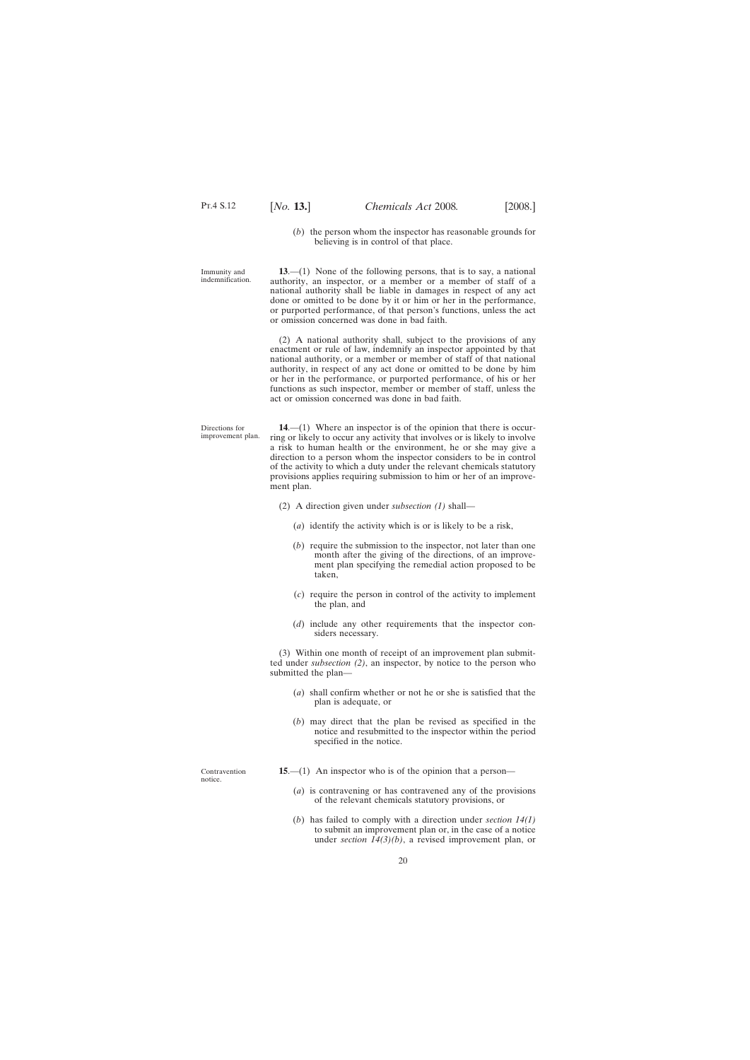(*b*) the person whom the inspector has reasonable grounds for believing is in control of that place.

Immunity and indemnification.

**13**.—(1) None of the following persons, that is to say, a national authority, an inspector, or a member or a member of staff of a national authority shall be liable in damages in respect of any act done or omitted to be done by it or him or her in the performance, or purported performance, of that person's functions, unless the act or omission concerned was done in bad faith.

(2) A national authority shall, subject to the provisions of any enactment or rule of law, indemnify an inspector appointed by that national authority, or a member or member of staff of that national authority, in respect of any act done or omitted to be done by him or her in the performance, or purported performance, of his or her functions as such inspector, member or member of staff, unless the act or omission concerned was done in bad faith.

Directions for improvement plan.

**14**.—(1) Where an inspector is of the opinion that there is occurring or likely to occur any activity that involves or is likely to involve a risk to human health or the environment, he or she may give a direction to a person whom the inspector considers to be in control of the activity to which a duty under the relevant chemicals statutory provisions applies requiring submission to him or her of an improvement plan.

(2) A direction given under *subsection (1)* shall—

(*a*) identify the activity which is or is likely to be a risk,

(*b*) require the submission to the inspector, not later than one month after the giving of the directions, of an improvement plan specifying the remedial action proposed to be taken,

(*c*) require the person in control of the activity to implement the plan, and

(*d*) include any other requirements that the inspector considers necessary.

(3) Within one month of receipt of an improvement plan submitted under *subsection (2)*, an inspector, by notice to the person who submitted the plan—

(*a*) shall confirm whether or not he or she is satisfied that the plan is adequate, or

(*b*) may direct that the plan be revised as specified in the notice and resubmitted to the inspector within the period specified in the notice.

Contravention notice.

**15**.—(1) An inspector who is of the opinion that a person—

(*a*) is contravening or has contravened any of the provisions of the relevant chemicals statutory provisions, or

(*b*) has failed to comply with a direction under *section 14(1)* to submit an improvement plan or, in the case of a notice under *section 14(3)(b)*, a revised improvement plan, or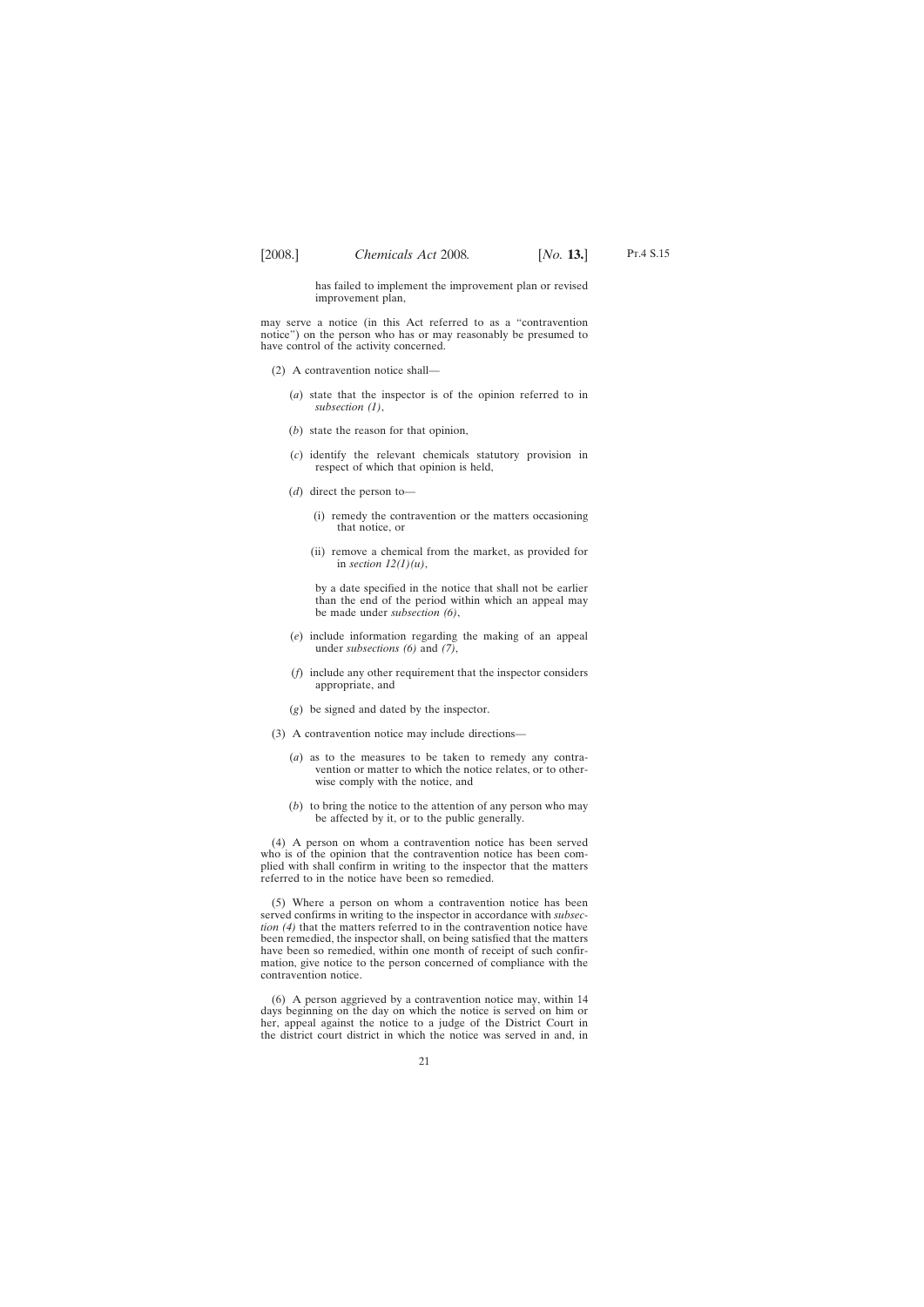has failed to implement the improvement plan or revised improvement plan,

may serve a notice (in this Act referred to as a "contravention notice") on the person who has or may reasonably be presumed to have control of the activity concerned.

(2) A contravention notice shall—

(*a*) state that the inspector is of the opinion referred to in *subsection (1)*,

(*b*) state the reason for that opinion,

(*c*) identify the relevant chemicals statutory provision in respect of which that opinion is held,

(*d*) direct the person to—

(i) remedy the contravention or the matters occasioning that notice, or

(ii) remove a chemical from the market, as provided for in *section 12(1)(u)*,

by a date specified in the notice that shall not be earlier than the end of the period within which an appeal may be made under *subsection (6)*,

(*e*) include information regarding the making of an appeal under *subsections (6)* and *(7)*,

(*f*) include any other requirement that the inspector considers appropriate, and

(*g*) be signed and dated by the inspector.

(3) A contravention notice may include directions—

(*a*) as to the measures to be taken to remedy any contravention or matter to which the notice relates, or to otherwise comply with the notice, and

(*b*) to bring the notice to the attention of any person who may be affected by it, or to the public generally.

(4) A person on whom a contravention notice has been served who is of the opinion that the contravention notice has been complied with shall confirm in writing to the inspector that the matters referred to in the notice have been so remedied.

(5) Where a person on whom a contravention notice has been served confirms in writing to the inspector in accordance with *subsection (4)* that the matters referred to in the contravention notice have been remedied, the inspector shall, on being satisfied that the matters have been so remedied, within one month of receipt of such confirmation, give notice to the person concerned of compliance with the contravention notice.

(6) A person aggrieved by a contravention notice may, within 14 days beginning on the day on which the notice is served on him or her, appeal against the notice to a judge of the District Court in the district court district in which the notice was served in and, in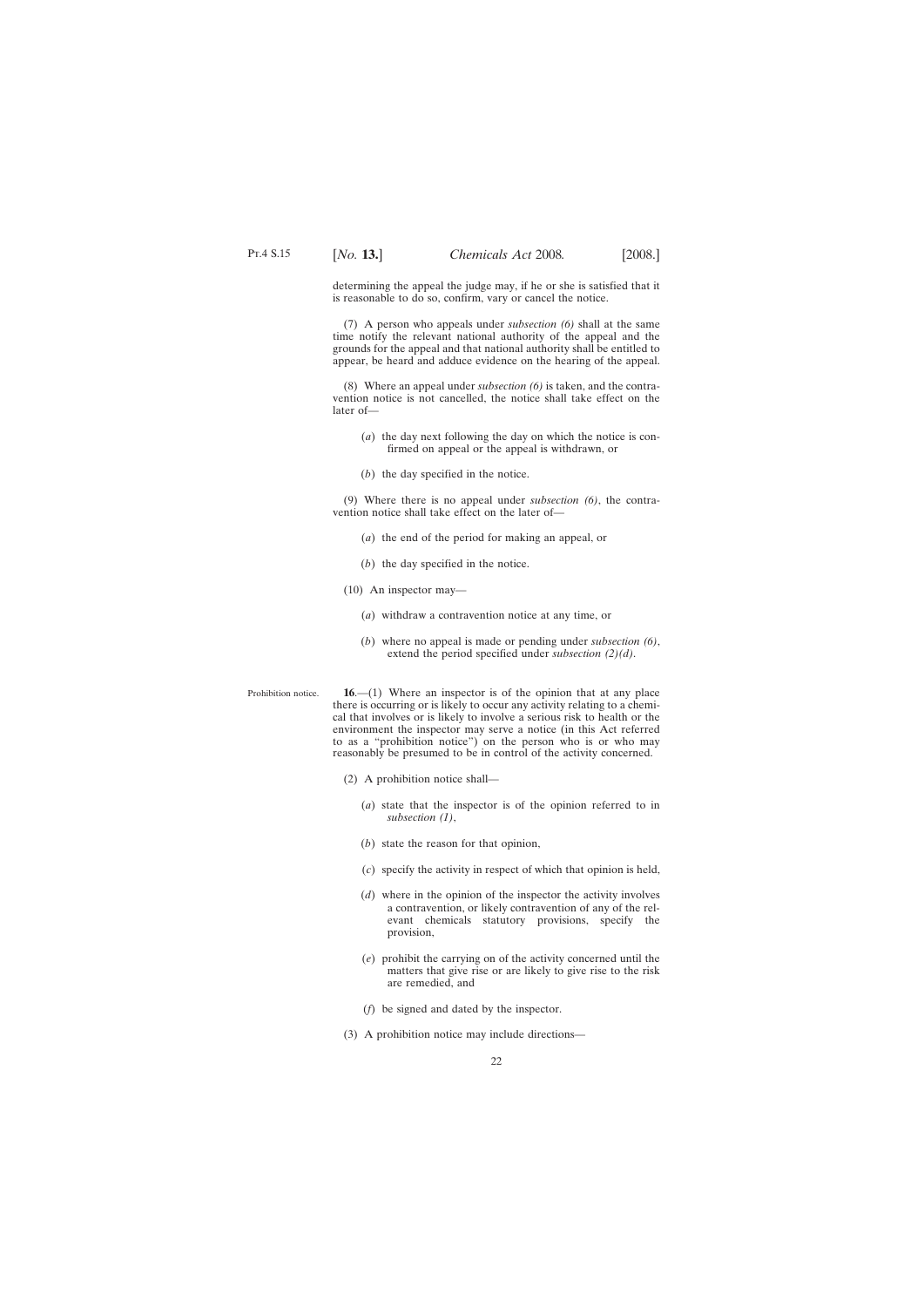determining the appeal the judge may, if he or she is satisfied that it is reasonable to do so, confirm, vary or cancel the notice.

(7) A person who appeals under *subsection (6)* shall at the same time notify the relevant national authority of the appeal and the grounds for the appeal and that national authority shall be entitled to appear, be heard and adduce evidence on the hearing of the appeal.

(8) Where an appeal under *subsection (6)* is taken, and the contravention notice is not cancelled, the notice shall take effect on the later of—

(*a*) the day next following the day on which the notice is confirmed on appeal or the appeal is withdrawn, or

(*b*) the day specified in the notice.

(9) Where there is no appeal under *subsection (6)*, the contravention notice shall take effect on the later of—

(*a*) the end of the period for making an appeal, or

(*b*) the day specified in the notice.

(10) An inspector may—

(*a*) withdraw a contravention notice at any time, or

(*b*) where no appeal is made or pending under *subsection (6)*, extend the period specified under *subsection (2)(d)*.

Prohibition notice.

**16**.—(1) Where an inspector is of the opinion that at any place there is occurring or is likely to occur any activity relating to a chemical that involves or is likely to involve a serious risk to health or the environment the inspector may serve a notice (in this Act referred to as a "prohibition notice") on the person who is or who may reasonably be presumed to be in control of the activity concerned.

(2) A prohibition notice shall—

(*a*) state that the inspector is of the opinion referred to in *subsection (1)*,

(*b*) state the reason for that opinion,

(*c*) specify the activity in respect of which that opinion is held,

(*d*) where in the opinion of the inspector the activity involves a contravention, or likely contravention of any of the relevant chemicals statutory provisions, specify the provision,

(*e*) prohibit the carrying on of the activity concerned until the matters that give rise or are likely to give rise to the risk are remedied, and

(*f*) be signed and dated by the inspector.

(3) A prohibition notice may include directions—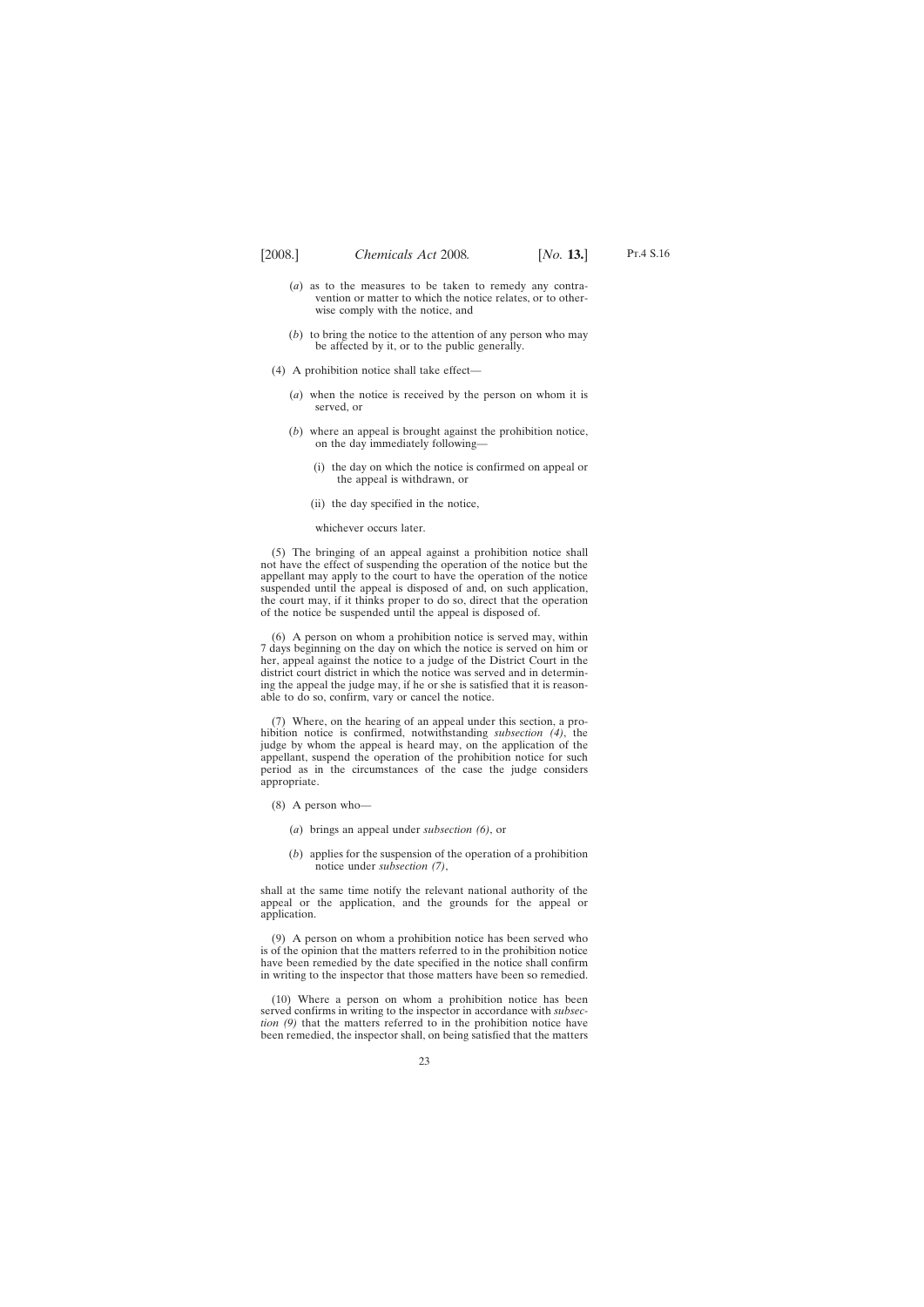(*a*) as to the measures to be taken to remedy any contravention or matter to which the notice relates, or to otherwise comply with the notice, and

(*b*) to bring the notice to the attention of any person who may be affected by it, or to the public generally.

(4) A prohibition notice shall take effect—

(*a*) when the notice is received by the person on whom it is served, or

(*b*) where an appeal is brought against the prohibition notice, on the day immediately following—

(i) the day on which the notice is confirmed on appeal or the appeal is withdrawn, or

(ii) the day specified in the notice,

whichever occurs later.

(5) The bringing of an appeal against a prohibition notice shall not have the effect of suspending the operation of the notice but the appellant may apply to the court to have the operation of the notice suspended until the appeal is disposed of and, on such application, the court may, if it thinks proper to do so, direct that the operation of the notice be suspended until the appeal is disposed of.

(6) A person on whom a prohibition notice is served may, within 7 days beginning on the day on which the notice is served on him or her, appeal against the notice to a judge of the District Court in the district court district in which the notice was served and in determining the appeal the judge may, if he or she is satisfied that it is reasonable to do so, confirm, vary or cancel the notice.

(7) Where, on the hearing of an appeal under this section, a prohibition notice is confirmed, notwithstanding *subsection (4)*, the judge by whom the appeal is heard may, on the application of the appellant, suspend the operation of the prohibition notice for such period as in the circumstances of the case the judge considers appropriate.

(8) A person who—

(*a*) brings an appeal under *subsection (6)*, or

(*b*) applies for the suspension of the operation of a prohibition notice under *subsection (7)*,

shall at the same time notify the relevant national authority of the appeal or the application, and the grounds for the appeal or application.

(9) A person on whom a prohibition notice has been served who is of the opinion that the matters referred to in the prohibition notice have been remedied by the date specified in the notice shall confirm in writing to the inspector that those matters have been so remedied.

(10) Where a person on whom a prohibition notice has been served confirms in writing to the inspector in accordance with *subsection (9)* that the matters referred to in the prohibition notice have been remedied, the inspector shall, on being satisfied that the matters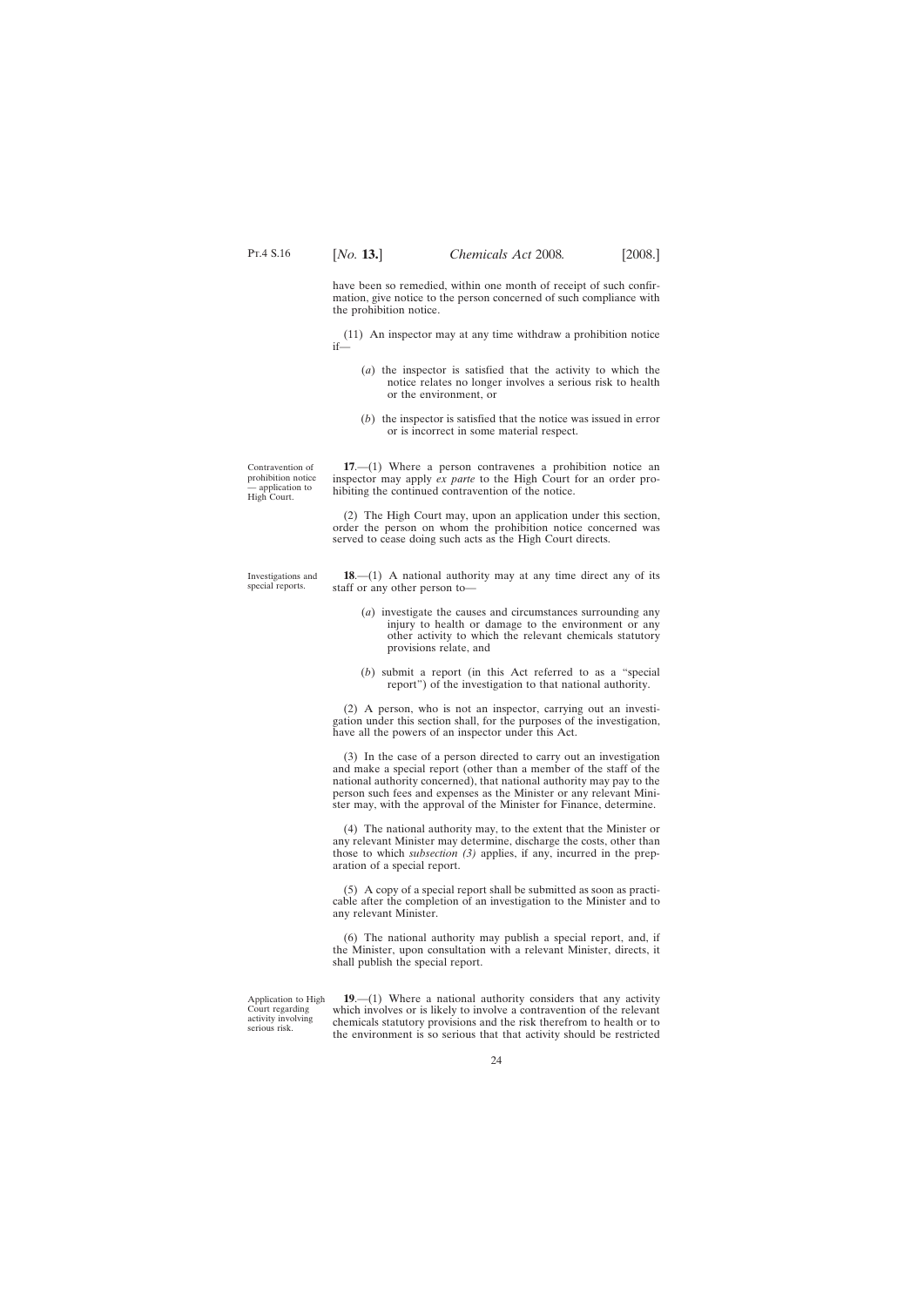have been so remedied, within one month of receipt of such confirmation, give notice to the person concerned of such compliance with the prohibition notice.

(11) An inspector may at any time withdraw a prohibition notice if—

(*a*) the inspector is satisfied that the activity to which the notice relates no longer involves a serious risk to health or the environment, or

(*b*) the inspector is satisfied that the notice was issued in error or is incorrect in some material respect.

Contravention of prohibition notice — application to High Court.

**17**.—(1) Where a person contravenes a prohibition notice an inspector may apply *ex parte* to the High Court for an order prohibiting the continued contravention of the notice.

(2) The High Court may, upon an application under this section, order the person on whom the prohibition notice concerned was served to cease doing such acts as the High Court directs.

Investigations and special reports.

**18**.—(1) A national authority may at any time direct any of its staff or any other person to—

(*a*) investigate the causes and circumstances surrounding any injury to health or damage to the environment or any other activity to which the relevant chemicals statutory provisions relate, and

(*b*) submit a report (in this Act referred to as a "special report") of the investigation to that national authority.

(2) A person, who is not an inspector, carrying out an investigation under this section shall, for the purposes of the investigation, have all the powers of an inspector under this Act.

(3) In the case of a person directed to carry out an investigation and make a special report (other than a member of the staff of the national authority concerned), that national authority may pay to the person such fees and expenses as the Minister or any relevant Minister may, with the approval of the Minister for Finance, determine.

(4) The national authority may, to the extent that the Minister or any relevant Minister may determine, discharge the costs, other than those to which *subsection (3)* applies, if any, incurred in the preparation of a special report.

(5) A copy of a special report shall be submitted as soon as practicable after the completion of an investigation to the Minister and to any relevant Minister.

(6) The national authority may publish a special report, and, if the Minister, upon consultation with a relevant Minister, directs, it shall publish the special report.

Application to High Court regarding activity involving serious risk.

**19**.—(1) Where a national authority considers that any activity which involves or is likely to involve a contravention of the relevant chemicals statutory provisions and the risk therefrom to health or to the environment is so serious that that activity should be restricted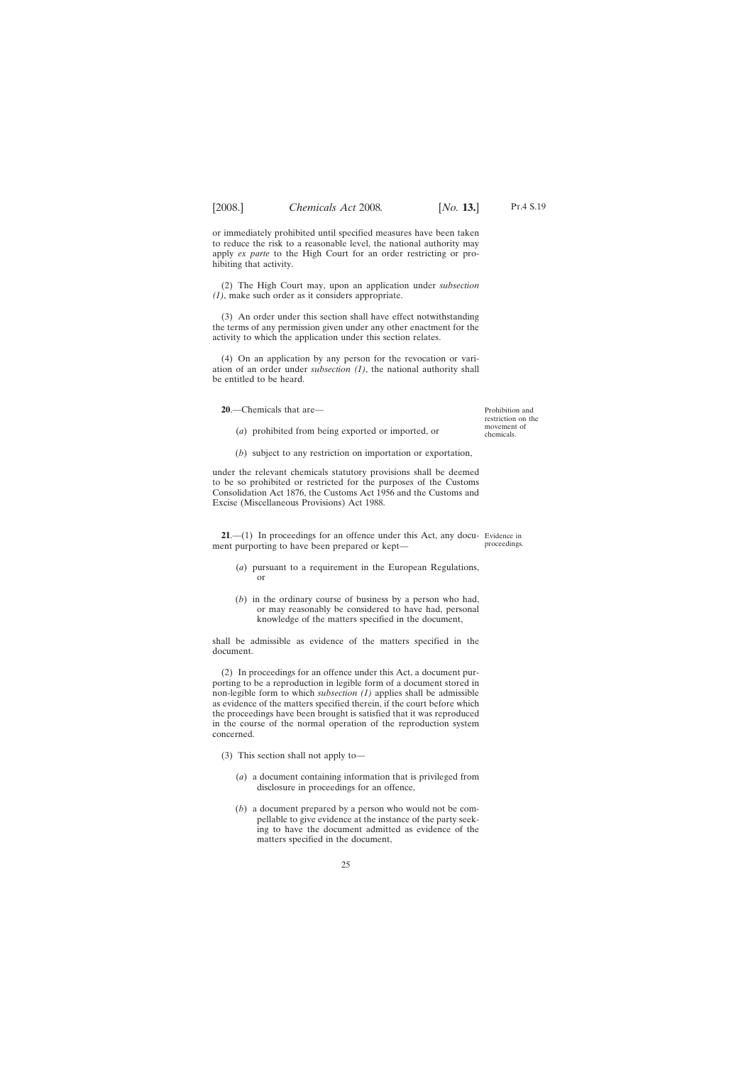or immediately prohibited until specified measures have been taken to reduce the risk to a reasonable level, the national authority may apply *ex parte* to the High Court for an order restricting or prohibiting that activity.

(2) The High Court may, upon an application under *subsection (1)*, make such order as it considers appropriate.

(3) An order under this section shall have effect notwithstanding the terms of any permission given under any other enactment for the activity to which the application under this section relates.

(4) On an application by any person for the revocation or variation of an order under *subsection (1)*, the national authority shall be entitled to be heard.

Prohibition and restriction on the movement of chemicals.

**20**.—Chemicals that are—

(*a*) prohibited from being exported or imported, or

(*b*) subject to any restriction on importation or exportation,

under the relevant chemicals statutory provisions shall be deemed to be so prohibited or restricted for the purposes of the Customs Consolidation Act 1876, the Customs Act 1956 and the Customs and Excise (Miscellaneous Provisions) Act 1988.

Evidence in proceedings.

**21**.—(1) In proceedings for an offence under this Act, any document purporting to have been prepared or kept—

(*a*) pursuant to a requirement in the European Regulations, or

(*b*) in the ordinary course of business by a person who had, or may reasonably be considered to have had, personal knowledge of the matters specified in the document,

shall be admissible as evidence of the matters specified in the document.

(2) In proceedings for an offence under this Act, a document purporting to be a reproduction in legible form of a document stored in non-legible form to which *subsection (1)* applies shall be admissible as evidence of the matters specified therein, if the court before which the proceedings have been brought is satisfied that it was reproduced in the course of the normal operation of the reproduction system concerned.

(3) This section shall not apply to—

(*a*) a document containing information that is privileged from disclosure in proceedings for an offence,

(*b*) a document prepared by a person who would not be compellable to give evidence at the instance of the party seeking to have the document admitted as evidence of the matters specified in the document,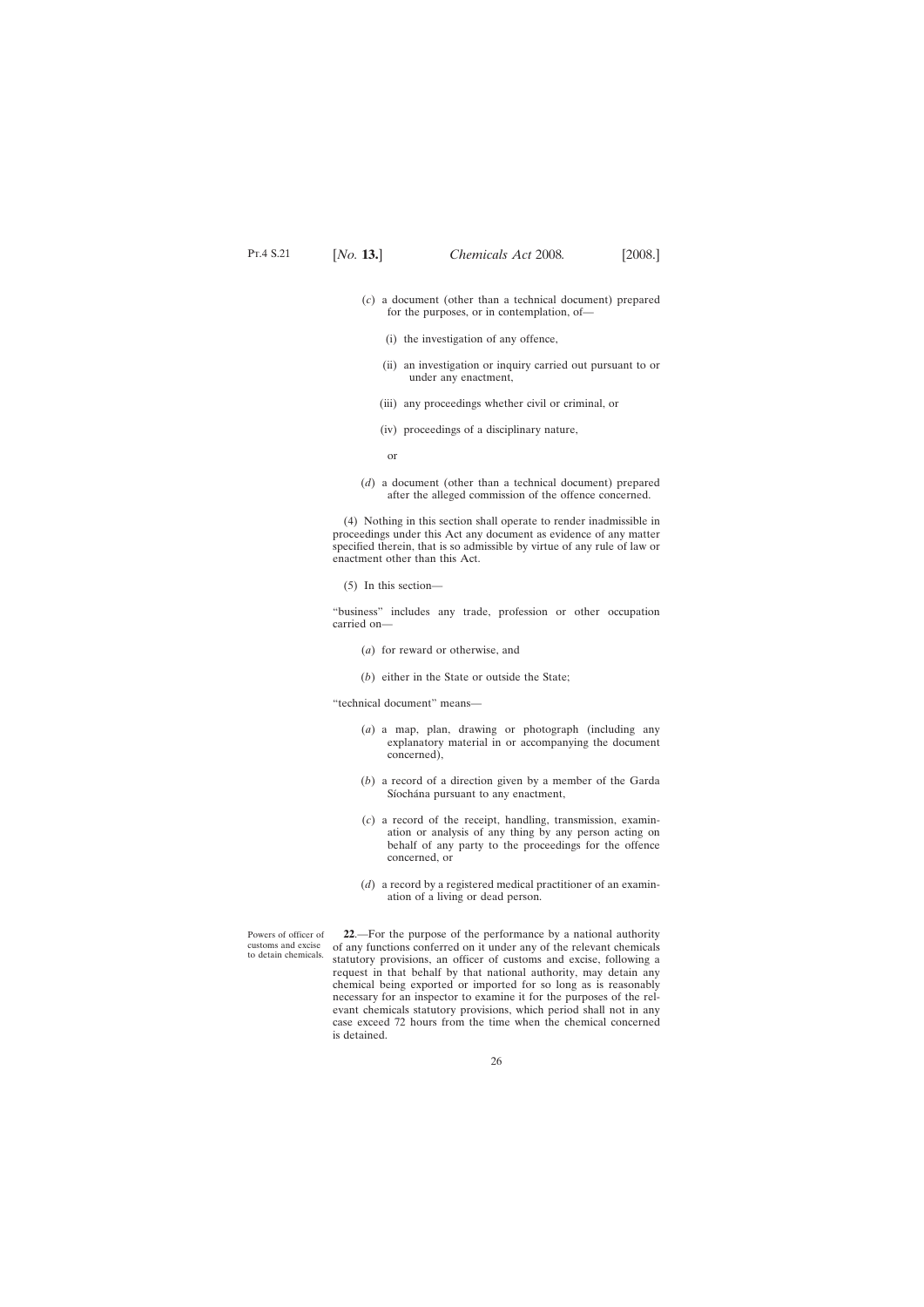(*c*) a document (other than a technical document) prepared for the purposes, or in contemplation, of—

(i) the investigation of any offence,

(ii) an investigation or inquiry carried out pursuant to or under any enactment,

(iii) any proceedings whether civil or criminal, or

(iv) proceedings of a disciplinary nature,

or

(*d*) a document (other than a technical document) prepared after the alleged commission of the offence concerned.

(4) Nothing in this section shall operate to render inadmissible in proceedings under this Act any document as evidence of any matter specified therein, that is so admissible by virtue of any rule of law or enactment other than this Act.

(5) In this section—

"business" includes any trade, profession or other occupation carried on—

(*a*) for reward or otherwise, and

(*b*) either in the State or outside the State;

"technical document" means—

(*a*) a map, plan, drawing or photograph (including any explanatory material in or accompanying the document concerned),

(*b*) a record of a direction given by a member of the Garda Síochána pursuant to any enactment,

(*c*) a record of the receipt, handling, transmission, examination or analysis of any thing by any person acting on behalf of any party to the proceedings for the offence concerned, or

(*d*) a record by a registered medical practitioner of an examination of a living or dead person.

Powers of officer of customs and excise to detain chemicals.

**22**.—For the purpose of the performance by a national authority of any functions conferred on it under any of the relevant chemicals statutory provisions, an officer of customs and excise, following a request in that behalf by that national authority, may detain any chemical being exported or imported for so long as is reasonably necessary for an inspector to examine it for the purposes of the relevant chemicals statutory provisions, which period shall not in any case exceed 72 hours from the time when the chemical concerned is detained.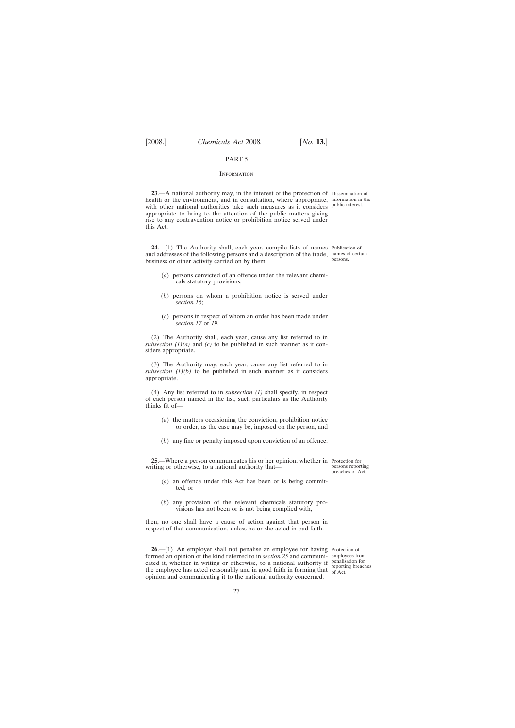## PART 5

### Information

**23**.—A national authority may, in the interest of the protection of health or the environment, and in consultation, where appropriate, with other national authorities take such measures as it considers appropriate to bring to the attention of the public matters giving rise to any contravention notice or prohibition notice served under this Act.

Dissemination of information in the public interest.

**24**.—(1) The Authority shall, each year, compile lists of names and addresses of the following persons and a description of the trade, business or other activity carried on by them:

Publication of names of certain persons.

(*a*) persons convicted of an offence under the relevant chemicals statutory provisions;

(*b*) persons on whom a prohibition notice is served under *section 16*;

(*c*) persons in respect of whom an order has been made under *section 17* or *19*.

(2) The Authority shall, each year, cause any list referred to in *subsection (1)(a)* and *(c)* to be published in such manner as it considers appropriate.

(3) The Authority may, each year, cause any list referred to in *subsection (1)(b)* to be published in such manner as it considers appropriate.

(4) Any list referred to in *subsection (1)* shall specify, in respect of each person named in the list, such particulars as the Authority thinks fit of—

(*a*) the matters occasioning the conviction, prohibition notice or order, as the case may be, imposed on the person, and

(*b*) any fine or penalty imposed upon conviction of an offence.

**25**.—Where a person communicates his or her opinion, whether in writing or otherwise, to a national authority that—

Protection for persons reporting breaches of Act.

(*a*) an offence under this Act has been or is being committed, or

(*b*) any provision of the relevant chemicals statutory provisions has not been or is not being complied with,

then, no one shall have a cause of action against that person in respect of that communication, unless he or she acted in bad faith.

**26**.—(1) An employer shall not penalise an employee for having formed an opinion of the kind referred to in *section 25* and communicated it, whether in writing or otherwise, to a national authority if the employee has acted reasonably and in good faith in forming that opinion and communicating it to the national authority concerned.

Protection of employees from penalisation for reporting breaches of Act.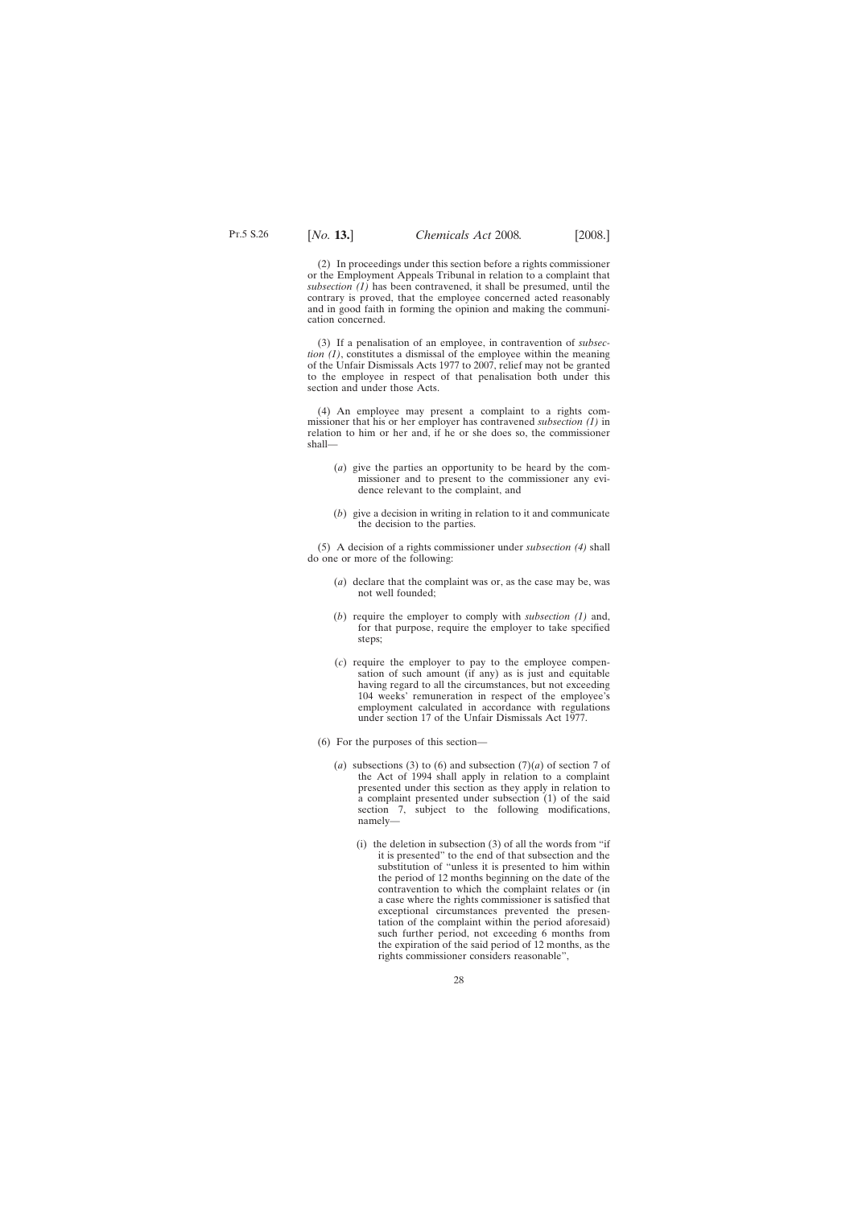(2) In proceedings under this section before a rights commissioner or the Employment Appeals Tribunal in relation to a complaint that *subsection (1)* has been contravened, it shall be presumed, until the contrary is proved, that the employee concerned acted reasonably and in good faith in forming the opinion and making the communication concerned.

(3) If a penalisation of an employee, in contravention of *subsection (1)*, constitutes a dismissal of the employee within the meaning of the Unfair Dismissals Acts 1977 to 2007, relief may not be granted to the employee in respect of that penalisation both under this section and under those Acts.

(4) An employee may present a complaint to a rights commissioner that his or her employer has contravened *subsection (1)* in relation to him or her and, if he or she does so, the commissioner shall—

(*a*) give the parties an opportunity to be heard by the commissioner and to present to the commissioner any evidence relevant to the complaint, and

(*b*) give a decision in writing in relation to it and communicate the decision to the parties.

(5) A decision of a rights commissioner under *subsection (4)* shall do one or more of the following:

(*a*) declare that the complaint was or, as the case may be, was not well founded;

(*b*) require the employer to comply with *subsection (1)* and, for that purpose, require the employer to take specified steps;

(*c*) require the employer to pay to the employee compensation of such amount (if any) as is just and equitable having regard to all the circumstances, but not exceeding 104 weeks' remuneration in respect of the employee's employment calculated in accordance with regulations under section 17 of the Unfair Dismissals Act 1977.

(6) For the purposes of this section—

(*a*) subsections (3) to (6) and subsection (7)(*a*) of section 7 of the Act of 1994 shall apply in relation to a complaint presented under this section as they apply in relation to a complaint presented under subsection (1) of the said section 7, subject to the following modifications, namely—

(i) the deletion in subsection (3) of all the words from "if it is presented" to the end of that subsection and the substitution of "unless it is presented to him within the period of 12 months beginning on the date of the contravention to which the complaint relates or (in a case where the rights commissioner is satisfied that exceptional circumstances prevented the presentation of the complaint within the period aforesaid) such further period, not exceeding 6 months from the expiration of the said period of 12 months, as the rights commissioner considers reasonable",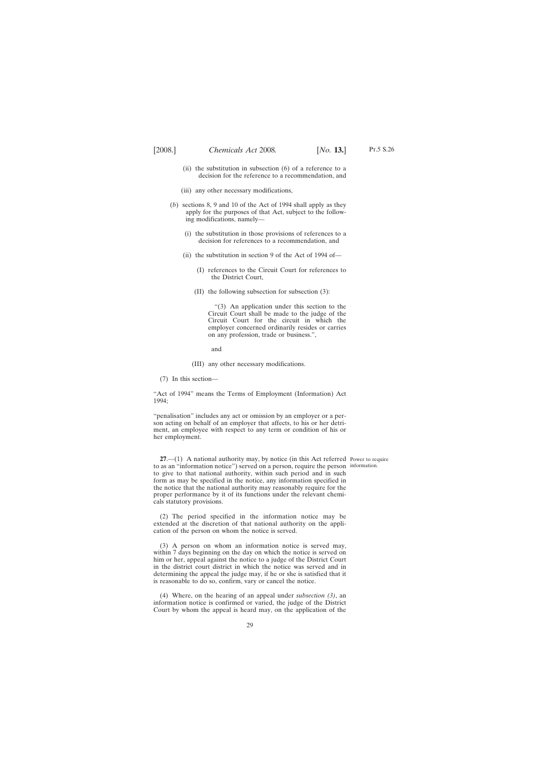(ii) the substitution in subsection (6) of a reference to a decision for the reference to a recommendation, and

(iii) any other necessary modifications,

(*b*) sections 8, 9 and 10 of the Act of 1994 shall apply as they apply for the purposes of that Act, subject to the following modifications, namely—

(i) the substitution in those provisions of references to a decision for references to a recommendation, and

(ii) the substitution in section 9 of the Act of 1994 of—

(I) references to the Circuit Court for references to the District Court,

(II) the following subsection for subsection (3):

"(3) An application under this section to the Circuit Court shall be made to the judge of the Circuit Court for the circuit in which the employer concerned ordinarily resides or carries on any profession, trade or business.",

and

(III) any other necessary modifications.

(7) In this section—

"Act of 1994" means the Terms of Employment (Information) Act 1994;

"penalisation" includes any act or omission by an employer or a person acting on behalf of an employer that affects, to his or her detriment, an employee with respect to any term or condition of his or her employment.

Power to require information.

**27**.—(1) A national authority may, by notice (in this Act referred to as an "information notice") served on a person, require the person to give to that national authority, within such period and in such form as may be specified in the notice, any information specified in the notice that the national authority may reasonably require for the proper performance by it of its functions under the relevant chemicals statutory provisions.

(2) The period specified in the information notice may be extended at the discretion of that national authority on the application of the person on whom the notice is served.

(3) A person on whom an information notice is served may, within 7 days beginning on the day on which the notice is served on him or her, appeal against the notice to a judge of the District Court in the district court district in which the notice was served and in determining the appeal the judge may, if he or she is satisfied that it is reasonable to do so, confirm, vary or cancel the notice.

(4) Where, on the hearing of an appeal under *subsection (3)*, an information notice is confirmed or varied, the judge of the District Court by whom the appeal is heard may, on the application of the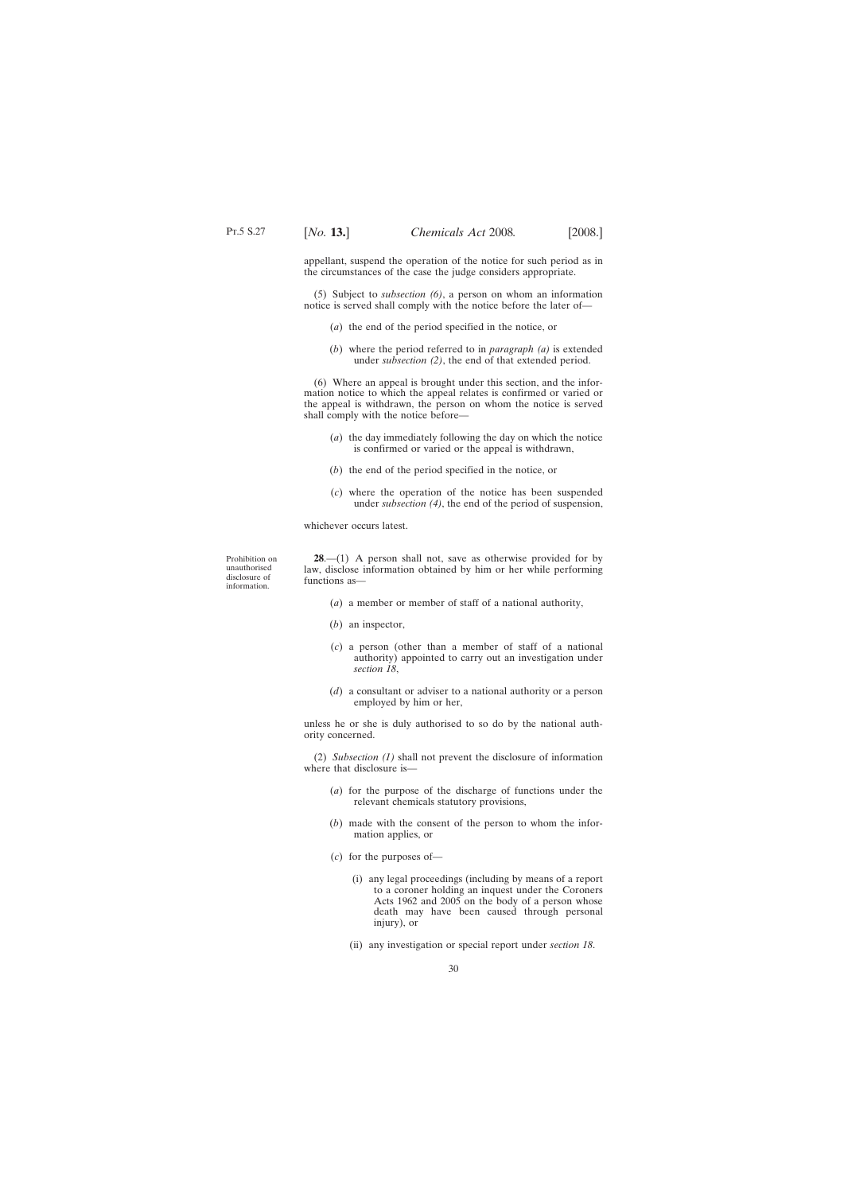appellant, suspend the operation of the notice for such period as in the circumstances of the case the judge considers appropriate.

(5) Subject to *subsection (6)*, a person on whom an information notice is served shall comply with the notice before the later of—

(*a*) the end of the period specified in the notice, or

(*b*) where the period referred to in *paragraph (a)* is extended under *subsection (2)*, the end of that extended period.

(6) Where an appeal is brought under this section, and the information notice to which the appeal relates is confirmed or varied or the appeal is withdrawn, the person on whom the notice is served shall comply with the notice before—

(*a*) the day immediately following the day on which the notice is confirmed or varied or the appeal is withdrawn,

(*b*) the end of the period specified in the notice, or

(*c*) where the operation of the notice has been suspended under *subsection (4)*, the end of the period of suspension,

whichever occurs latest.

Prohibition on unauthorised disclosure of information.

**28**.—(1) A person shall not, save as otherwise provided for by law, disclose information obtained by him or her while performing functions as—

(*a*) a member or member of staff of a national authority,

(*b*) an inspector,

(*c*) a person (other than a member of staff of a national authority) appointed to carry out an investigation under *section 18*,

(*d*) a consultant or adviser to a national authority or a person employed by him or her,

unless he or she is duly authorised to so do by the national authority concerned.

(2) *Subsection (1)* shall not prevent the disclosure of information where that disclosure is—

(*a*) for the purpose of the discharge of functions under the relevant chemicals statutory provisions,

(*b*) made with the consent of the person to whom the information applies, or

(*c*) for the purposes of—

(i) any legal proceedings (including by means of a report to a coroner holding an inquest under the Coroners Acts 1962 and 2005 on the body of a person whose death may have been caused through personal injury), or

(ii) any investigation or special report under *section 18*.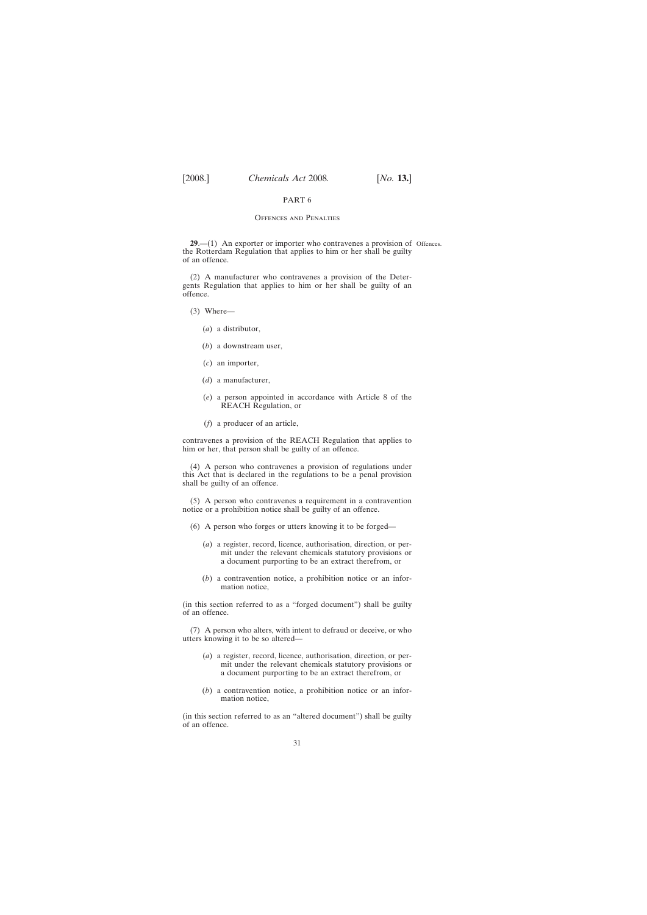PART 6

Offences and Penalties

**29**.—(1) An exporter or importer who contravenes a provision of the Rotterdam Regulation that applies to him or her shall be guilty of an offence.

Offences.

(2) A manufacturer who contravenes a provision of the Detergents Regulation that applies to him or her shall be guilty of an offence.

(3) Where—

(*a*) a distributor,

(*b*) a downstream user,

(*c*) an importer,

(*d*) a manufacturer,

(*e*) a person appointed in accordance with Article 8 of the REACH Regulation, or

(*f*) a producer of an article,

contravenes a provision of the REACH Regulation that applies to him or her, that person shall be guilty of an offence.

(4) A person who contravenes a provision of regulations under this Act that is declared in the regulations to be a penal provision shall be guilty of an offence.

(5) A person who contravenes a requirement in a contravention notice or a prohibition notice shall be guilty of an offence.

(6) A person who forges or utters knowing it to be forged—

(*a*) a register, record, licence, authorisation, direction, or permit under the relevant chemicals statutory provisions or a document purporting to be an extract therefrom, or

(*b*) a contravention notice, a prohibition notice or an information notice,

(in this section referred to as a "forged document") shall be guilty of an offence.

(7) A person who alters, with intent to defraud or deceive, or who utters knowing it to be so altered—

(*a*) a register, record, licence, authorisation, direction, or permit under the relevant chemicals statutory provisions or a document purporting to be an extract therefrom, or

(*b*) a contravention notice, a prohibition notice or an information notice,

(in this section referred to as an "altered document") shall be guilty of an offence.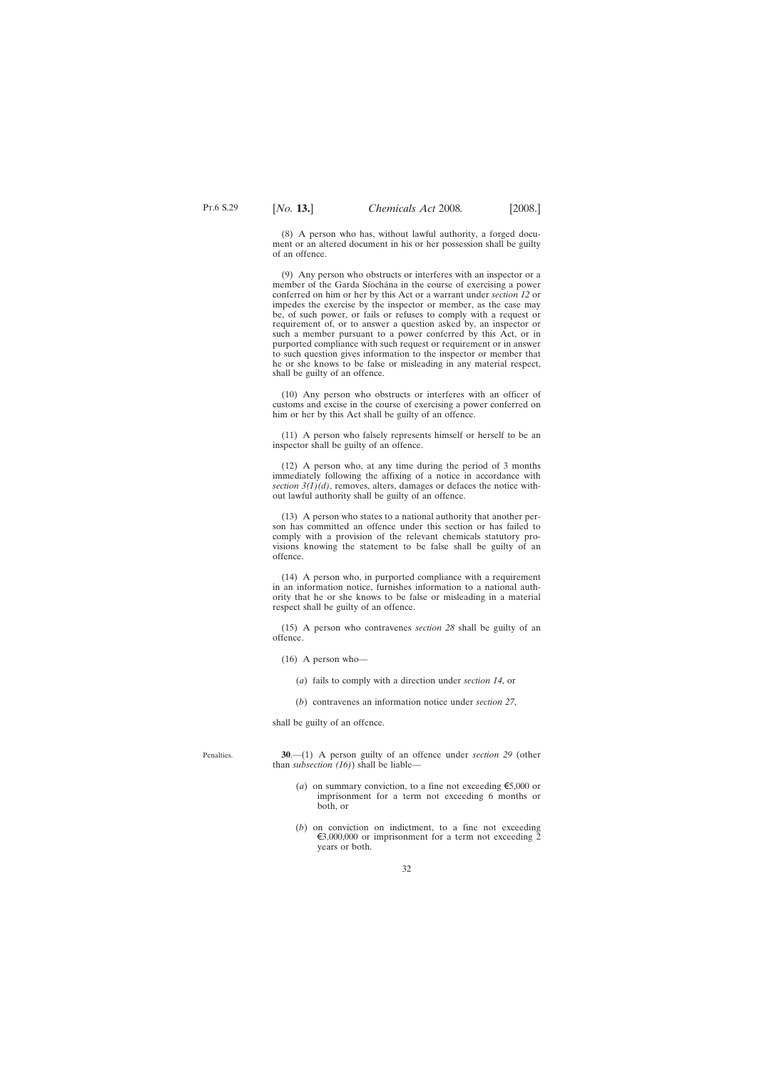(8) A person who has, without lawful authority, a forged document or an altered document in his or her possession shall be guilty of an offence.

(9) Any person who obstructs or interferes with an inspector or a member of the Garda Síochána in the course of exercising a power conferred on him or her by this Act or a warrant under *section 12* or impedes the exercise by the inspector or member, as the case may be, of such power, or fails or refuses to comply with a request or requirement of, or to answer a question asked by, an inspector or such a member pursuant to a power conferred by this Act, or in purported compliance with such request or requirement or in answer to such question gives information to the inspector or member that he or she knows to be false or misleading in any material respect, shall be guilty of an offence.

(10) Any person who obstructs or interferes with an officer of customs and excise in the course of exercising a power conferred on him or her by this Act shall be guilty of an offence.

(11) A person who falsely represents himself or herself to be an inspector shall be guilty of an offence.

(12) A person who, at any time during the period of 3 months immediately following the affixing of a notice in accordance with *section 3(1)(d)*, removes, alters, damages or defaces the notice without lawful authority shall be guilty of an offence.

(13) A person who states to a national authority that another person has committed an offence under this section or has failed to comply with a provision of the relevant chemicals statutory provisions knowing the statement to be false shall be guilty of an offence.

(14) A person who, in purported compliance with a requirement in an information notice, furnishes information to a national authority that he or she knows to be false or misleading in a material respect shall be guilty of an offence.

(15) A person who contravenes *section 28* shall be guilty of an offence.

(16) A person who—

(*a*) fails to comply with a direction under *section 14*, or

(*b*) contravenes an information notice under *section 27*,

shall be guilty of an offence.

Penalties.

**30**.—(1) A person guilty of an offence under *section 29* (other than *subsection (16)*) shall be liable—

(*a*) on summary conviction, to a fine not exceeding €5,000 or imprisonment for a term not exceeding 6 months or both, or

(*b*) on conviction on indictment, to a fine not exceeding €3,000,000 or imprisonment for a term not exceeding 2 years or both.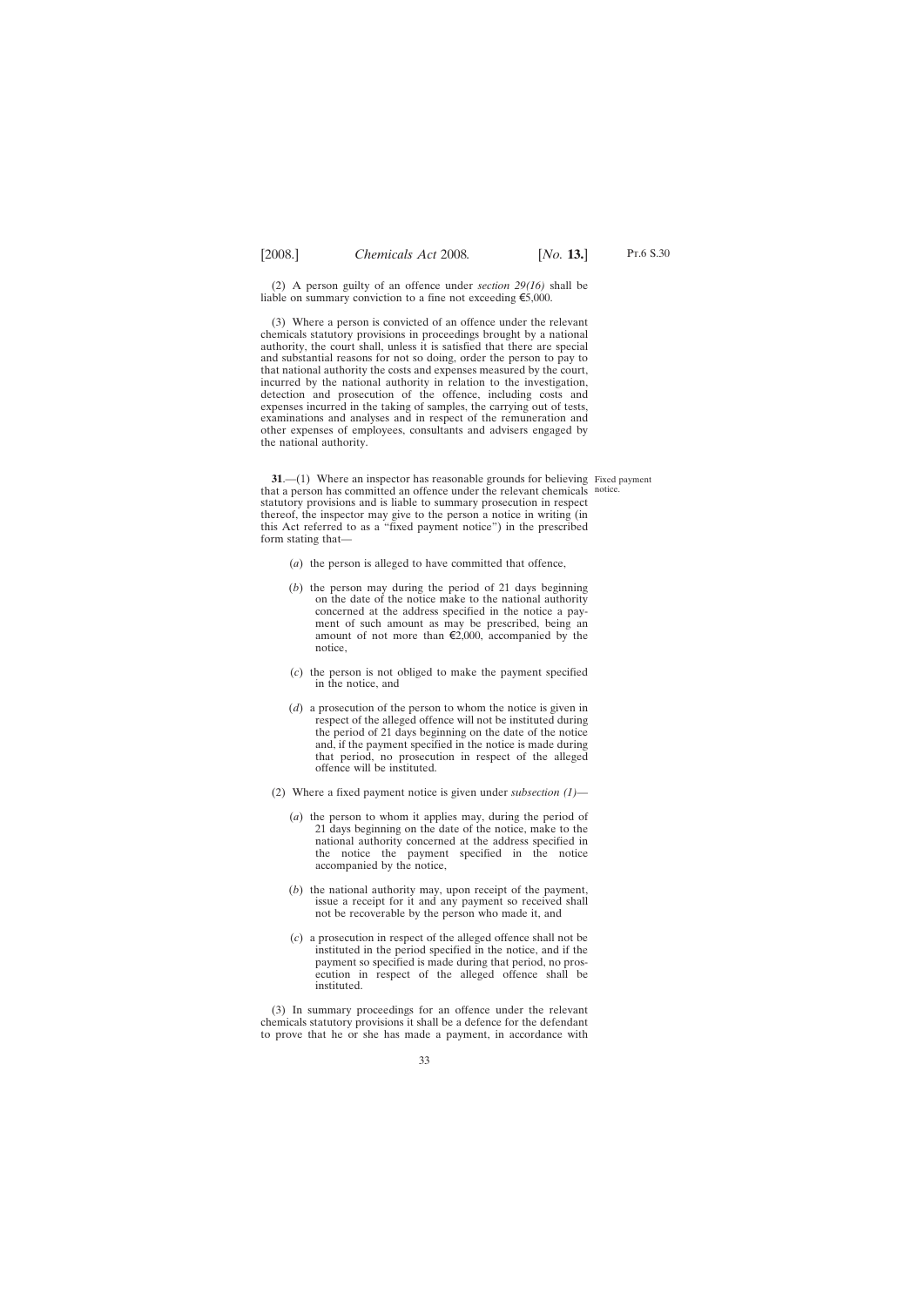(2) A person guilty of an offence under *section 29(16)* shall be liable on summary conviction to a fine not exceeding €5,000.

(3) Where a person is convicted of an offence under the relevant chemicals statutory provisions in proceedings brought by a national authority, the court shall, unless it is satisfied that there are special and substantial reasons for not so doing, order the person to pay to that national authority the costs and expenses measured by the court, incurred by the national authority in relation to the investigation, detection and prosecution of the offence, including costs and expenses incurred in the taking of samples, the carrying out of tests, examinations and analyses and in respect of the remuneration and other expenses of employees, consultants and advisers engaged by the national authority.

Fixed payment notice.

**31**.—(1) Where an inspector has reasonable grounds for believing that a person has committed an offence under the relevant chemicals statutory provisions and is liable to summary prosecution in respect thereof, the inspector may give to the person a notice in writing (in this Act referred to as a "fixed payment notice") in the prescribed form stating that—

(*a*) the person is alleged to have committed that offence,

(*b*) the person may during the period of 21 days beginning on the date of the notice make to the national authority concerned at the address specified in the notice a payment of such amount as may be prescribed, being an amount of not more than €2,000, accompanied by the notice,

(*c*) the person is not obliged to make the payment specified in the notice, and

(*d*) a prosecution of the person to whom the notice is given in respect of the alleged offence will not be instituted during the period of 21 days beginning on the date of the notice and, if the payment specified in the notice is made during that period, no prosecution in respect of the alleged offence will be instituted.

(2) Where a fixed payment notice is given under *subsection (1)*—

(*a*) the person to whom it applies may, during the period of 21 days beginning on the date of the notice, make to the national authority concerned at the address specified in the notice the payment specified in the notice accompanied by the notice,

(*b*) the national authority may, upon receipt of the payment, issue a receipt for it and any payment so received shall not be recoverable by the person who made it, and

(*c*) a prosecution in respect of the alleged offence shall not be instituted in the period specified in the notice, and if the payment so specified is made during that period, no prosecution in respect of the alleged offence shall be instituted.

(3) In summary proceedings for an offence under the relevant chemicals statutory provisions it shall be a defence for the defendant to prove that he or she has made a payment, in accordance with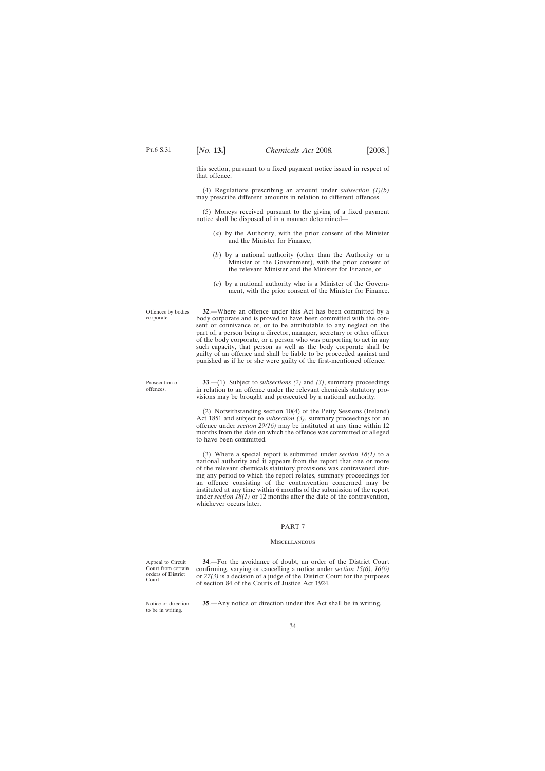this section, pursuant to a fixed payment notice issued in respect of that offence.

(4) Regulations prescribing an amount under *subsection (1)(b)* may prescribe different amounts in relation to different offences.

(5) Moneys received pursuant to the giving of a fixed payment notice shall be disposed of in a manner determined—

(*a*) by the Authority, with the prior consent of the Minister and the Minister for Finance,

(*b*) by a national authority (other than the Authority or a Minister of the Government), with the prior consent of the relevant Minister and the Minister for Finance, or

(*c*) by a national authority who is a Minister of the Government, with the prior consent of the Minister for Finance.

Offences by bodies corporate.

**32**.—Where an offence under this Act has been committed by a body corporate and is proved to have been committed with the consent or connivance of, or to be attributable to any neglect on the part of, a person being a director, manager, secretary or other officer of the body corporate, or a person who was purporting to act in any such capacity, that person as well as the body corporate shall be guilty of an offence and shall be liable to be proceeded against and punished as if he or she were guilty of the first-mentioned offence.

Prosecution of offences.

**33**.—(1) Subject to *subsections (2)* and *(3)*, summary proceedings in relation to an offence under the relevant chemicals statutory provisions may be brought and prosecuted by a national authority.

(2) Notwithstanding section 10(4) of the Petty Sessions (Ireland) Act 1851 and subject to *subsection (3)*, summary proceedings for an offence under *section 29(16)* may be instituted at any time within 12 months from the date on which the offence was committed or alleged to have been committed.

(3) Where a special report is submitted under *section 18(1)* to a national authority and it appears from the report that one or more of the relevant chemicals statutory provisions was contravened during any period to which the report relates, summary proceedings for an offence consisting of the contravention concerned may be instituted at any time within 6 months of the submission of the report under *section 18(1)* or 12 months after the date of the contravention, whichever occurs later.

## PART 7

### Miscellaneous

Appeal to Circuit Court from certain orders of District Court.

**34**.—For the avoidance of doubt, an order of the District Court confirming, varying or cancelling a notice under *section 15(6)*, *16(6)* or *27(3)* is a decision of a judge of the District Court for the purposes of section 84 of the Courts of Justice Act 1924.

Notice or direction to be in writing.

**35**.—Any notice or direction under this Act shall be in writing.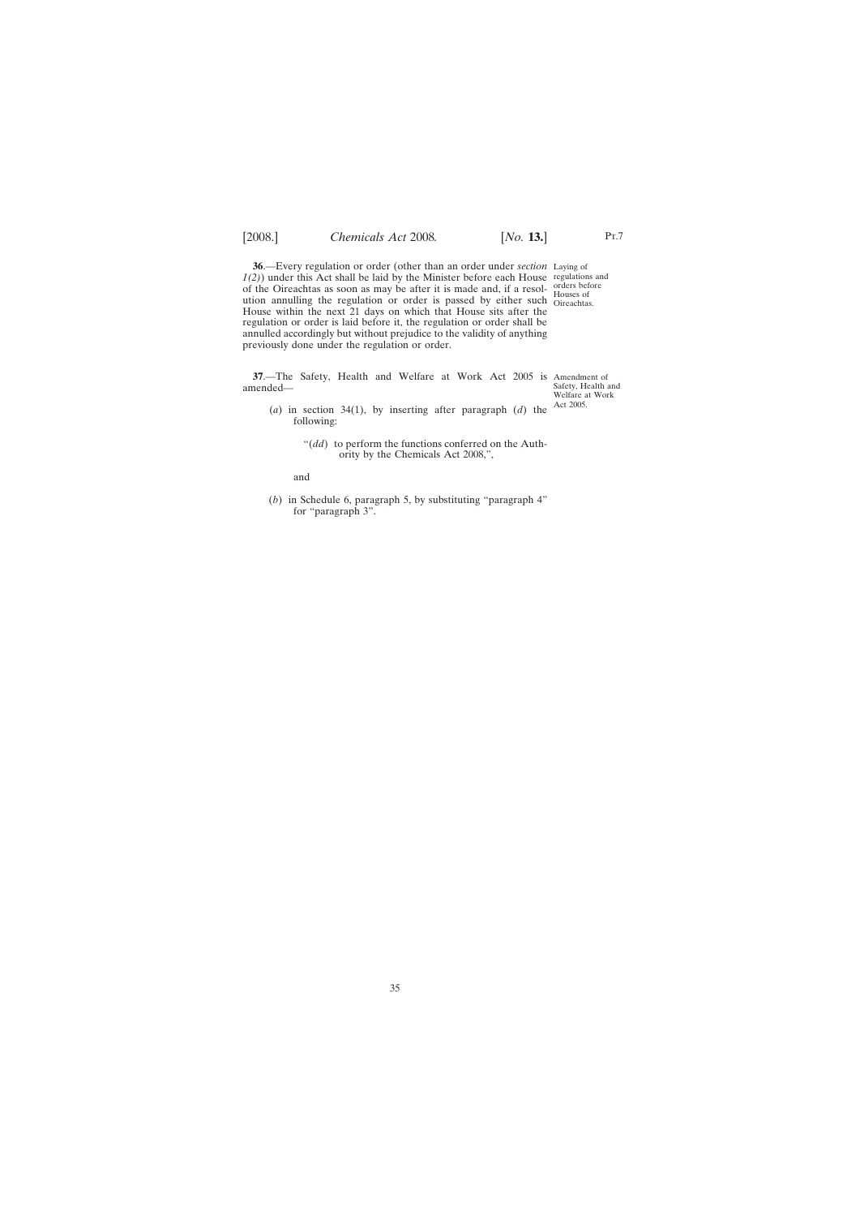**36**.—Every regulation or order (other than an order under *section 1(2)*) under this Act shall be laid by the Minister before each House of the Oireachtas as soon as may be after it is made and, if a resolution annulling the regulation or order is passed by either such House within the next 21 days on which that House sits after the regulation or order is laid before it, the regulation or order shall be annulled accordingly but without prejudice to the validity of anything previously done under the regulation or order.

Laying of regulations and orders before Houses of Oireachtas.

**37**.—The Safety, Health and Welfare at Work Act 2005 is amended—

Amendment of Safety, Health and Welfare at Work Act 2005.

(*a*) in section 34(1), by inserting after paragraph (*d*) the following:

> "(*dd*) to perform the functions conferred on the Authority by the Chemicals Act 2008,",

and

(*b*) in Schedule 6, paragraph 5, by substituting "paragraph 4" for "paragraph 3".